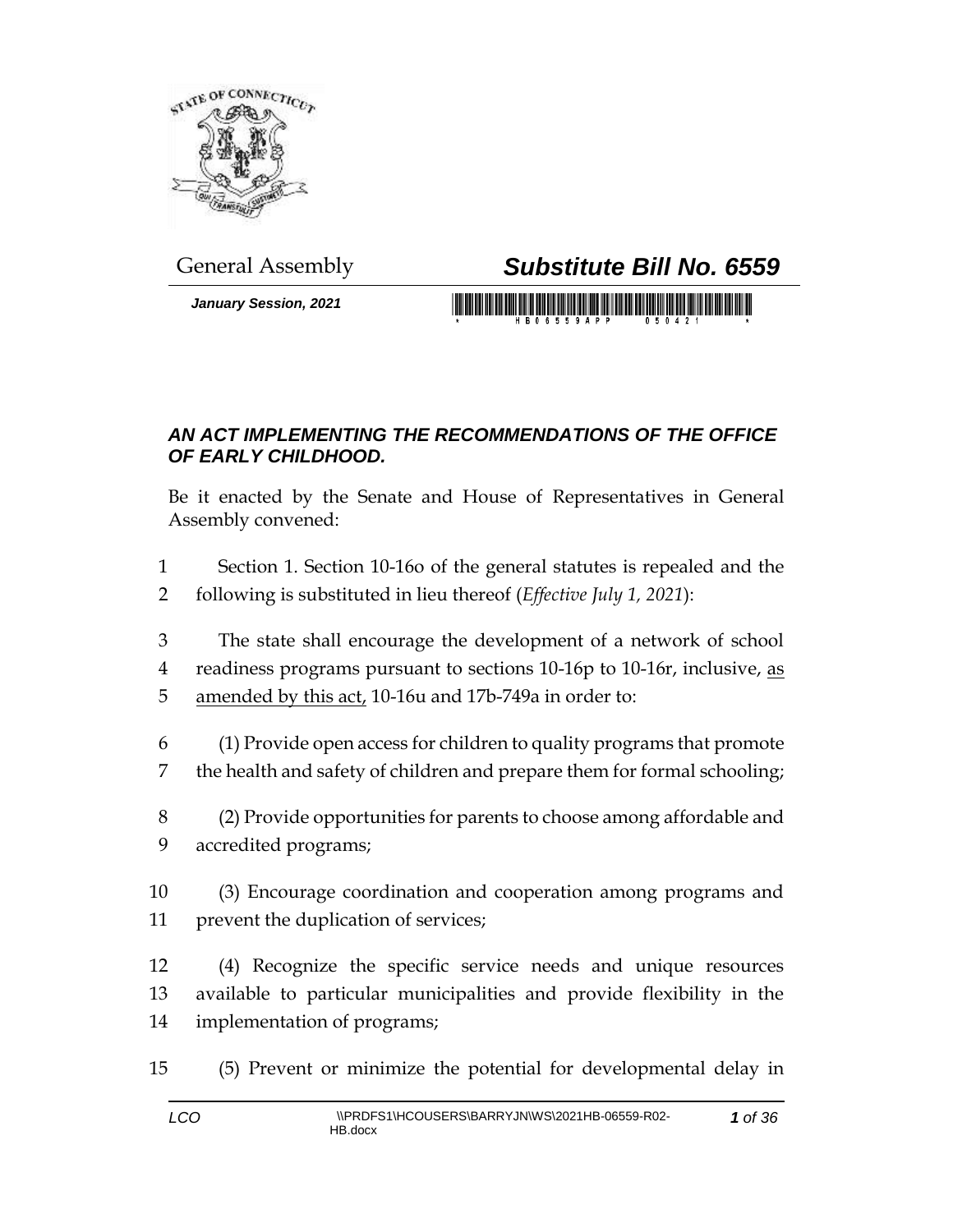General Assembly

# *Substitute Bill No. 6559*

***January Session, 2021***

## *AN ACT IMPLEMENTING THE RECOMMENDATIONS OF THE OFFICE OF EARLY CHILDHOOD.*

Be it enacted by the Senate and House of Representatives in General Assembly convened:

1 Section 1. Section 10-16o of the general statutes is repealed and the
2 following is substituted in lieu thereof (*Effective July 1, 2021*):

3 The state shall encourage the development of a network of school
4 readiness programs pursuant to sections 10-16p to 10-16r, inclusive, as
5 amended by this act, 10-16u and 17b-749a in order to:

6 (1) Provide open access for children to quality programs that promote
7 the health and safety of children and prepare them for formal schooling;

8 (2) Provide opportunities for parents to choose among affordable and
9 accredited programs;

10 (3) Encourage coordination and cooperation among programs and
11 prevent the duplication of services;

12 (4) Recognize the specific service needs and unique resources
13 available to particular municipalities and provide flexibility in the
14 implementation of programs;

15 (5) Prevent or minimize the potential for developmental delay in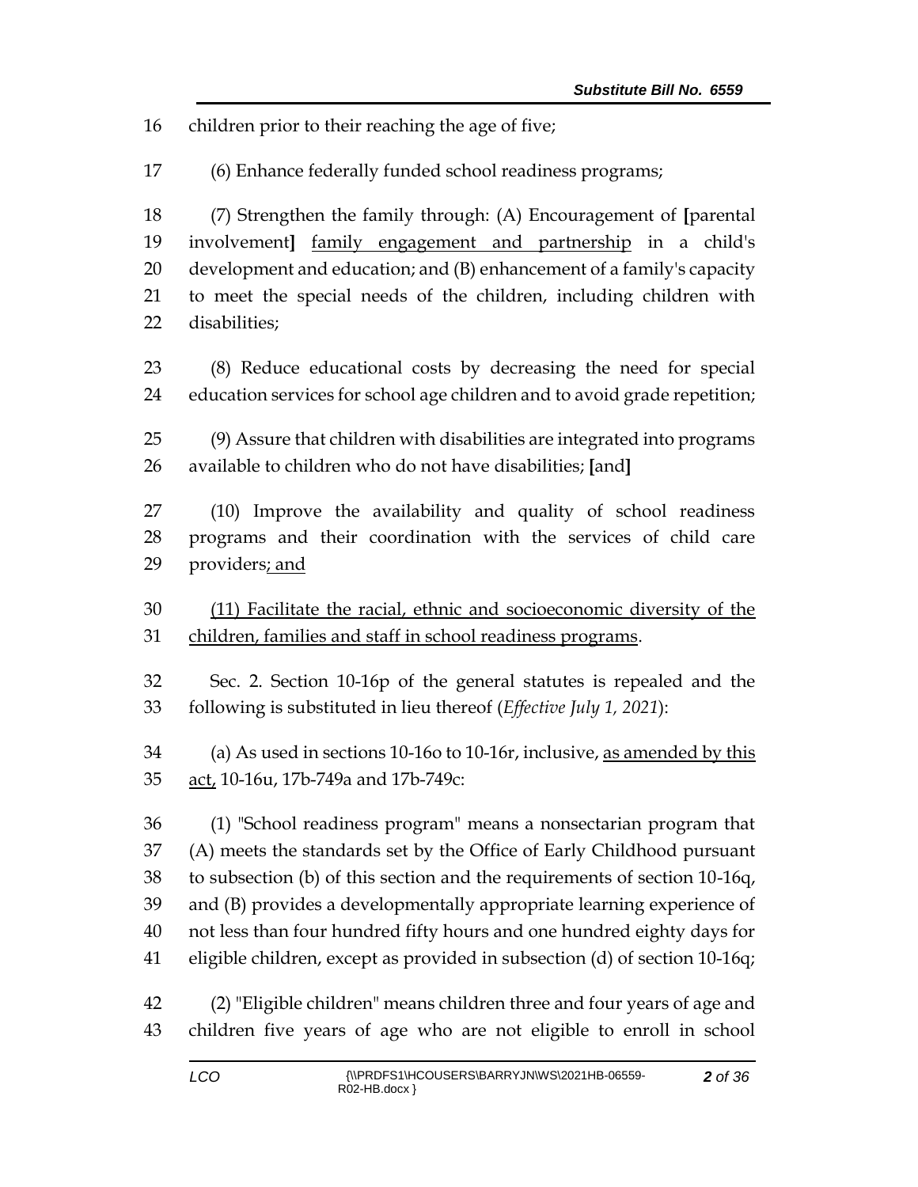children prior to their reaching the age of five;

(6) Enhance federally funded school readiness programs;

(7) Strengthen the family through: (A) Encouragement of **[**parental involvement**]** <u>family engagement and partnership</u> in a child's development and education; and (B) enhancement of a family's capacity to meet the special needs of the children, including children with disabilities;

(8) Reduce educational costs by decreasing the need for special education services for school age children and to avoid grade repetition;

(9) Assure that children with disabilities are integrated into programs available to children who do not have disabilities; **[**and**]**

(10) Improve the availability and quality of school readiness programs and their coordination with the services of child care providers<u>; and</u>

<u>(11) Facilitate the racial, ethnic and socioeconomic diversity of the children, families and staff in school readiness programs</u>.

Sec. 2. Section 10-16p of the general statutes is repealed and the following is substituted in lieu thereof (*Effective July 1, 2021*):

(a) As used in sections 10-16o to 10-16r, inclusive, <u>as amended by this act,</u> 10-16u, 17b-749a and 17b-749c:

(1) "School readiness program" means a nonsectarian program that (A) meets the standards set by the Office of Early Childhood pursuant to subsection (b) of this section and the requirements of section 10-16q, and (B) provides a developmentally appropriate learning experience of not less than four hundred fifty hours and one hundred eighty days for eligible children, except as provided in subsection (d) of section 10-16q;

(2) "Eligible children" means children three and four years of age and children five years of age who are not eligible to enroll in school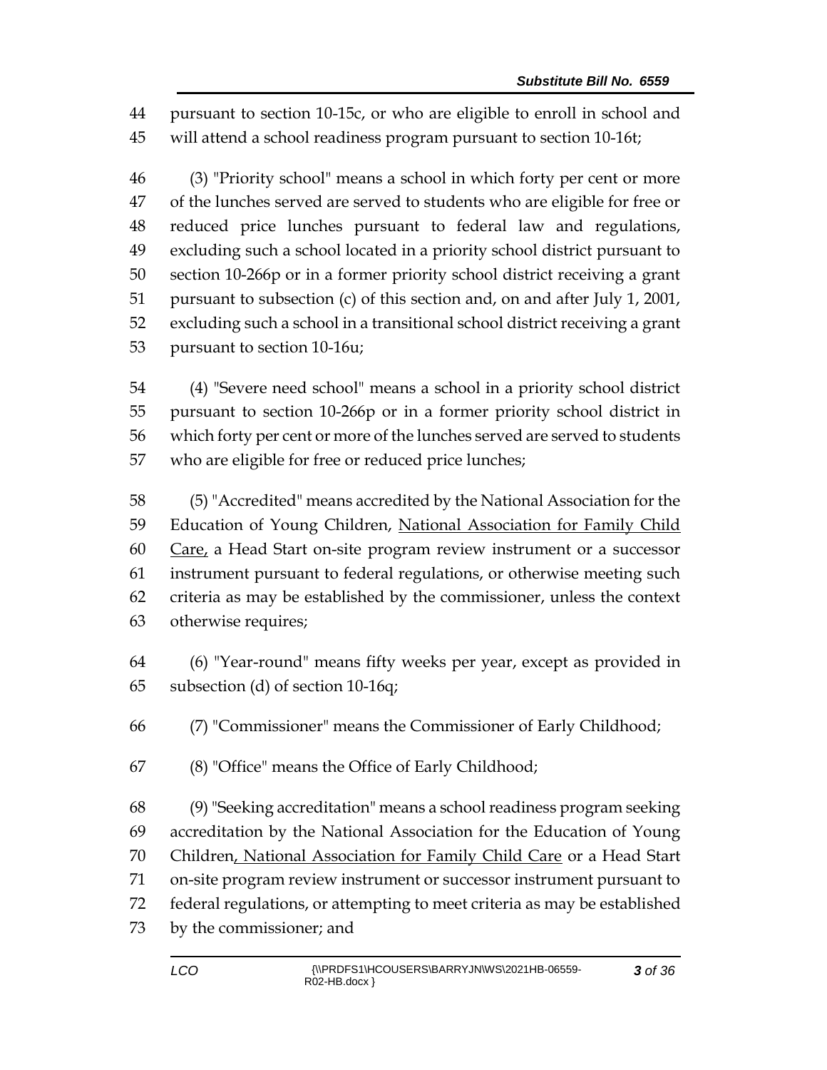pursuant to section 10-15c, or who are eligible to enroll in school and will attend a school readiness program pursuant to section 10-16t;

(3) "Priority school" means a school in which forty per cent or more of the lunches served are served to students who are eligible for free or reduced price lunches pursuant to federal law and regulations, excluding such a school located in a priority school district pursuant to section 10-266p or in a former priority school district receiving a grant pursuant to subsection (c) of this section and, on and after July 1, 2001, excluding such a school in a transitional school district receiving a grant pursuant to section 10-16u;

(4) "Severe need school" means a school in a priority school district pursuant to section 10-266p or in a former priority school district in which forty per cent or more of the lunches served are served to students who are eligible for free or reduced price lunches;

(5) "Accredited" means accredited by the National Association for the Education of Young Children, <u>National Association for Family Child Care,</u> a Head Start on-site program review instrument or a successor instrument pursuant to federal regulations, or otherwise meeting such criteria as may be established by the commissioner, unless the context otherwise requires;

(6) "Year-round" means fifty weeks per year, except as provided in subsection (d) of section 10-16q;

(7) "Commissioner" means the Commissioner of Early Childhood;

(8) "Office" means the Office of Early Childhood;

(9) "Seeking accreditation" means a school readiness program seeking accreditation by the National Association for the Education of Young Children<u>, National Association for Family Child Care</u> or a Head Start on-site program review instrument or successor instrument pursuant to federal regulations, or attempting to meet criteria as may be established by the commissioner; and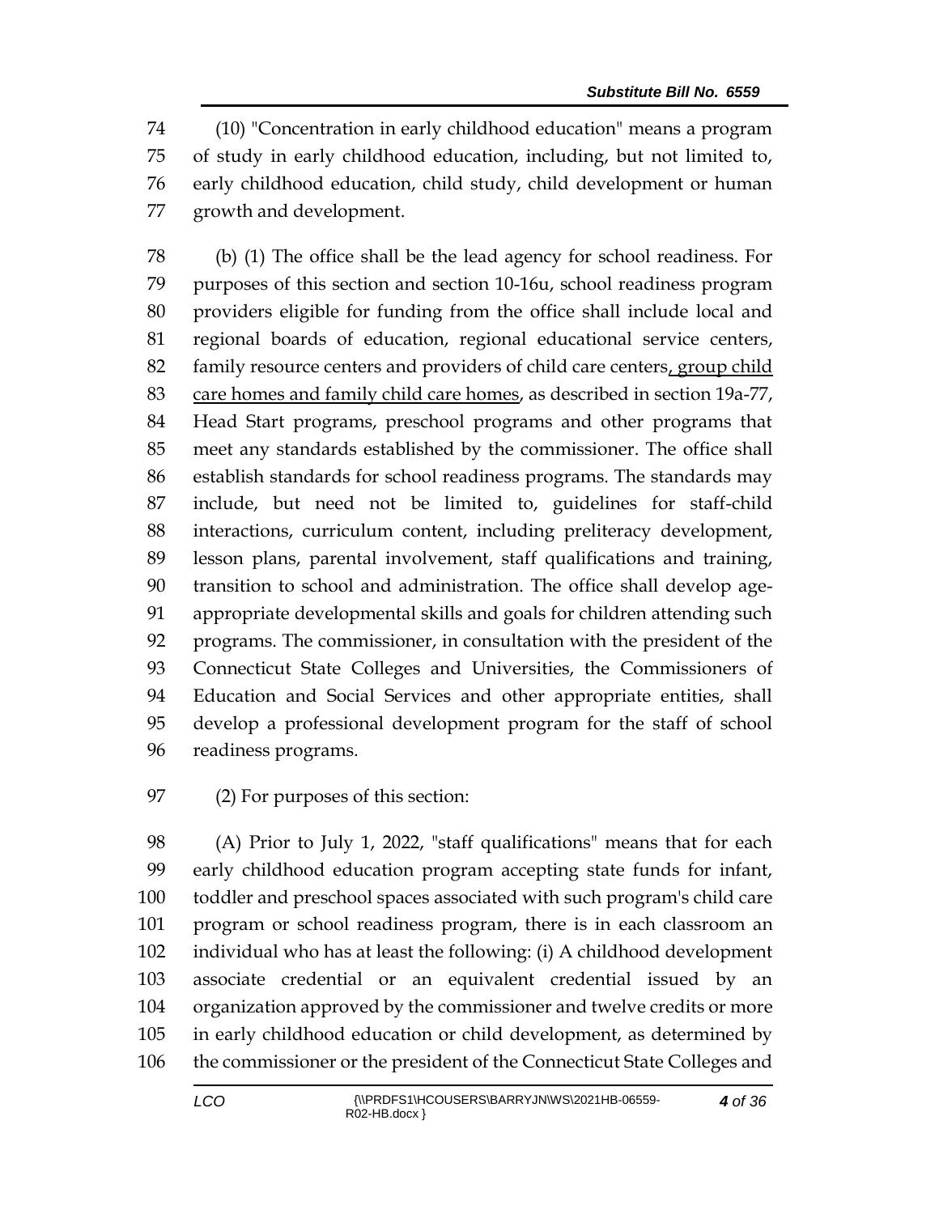(10) "Concentration in early childhood education" means a program of study in early childhood education, including, but not limited to, early childhood education, child study, child development or human growth and development.

(b) (1) The office shall be the lead agency for school readiness. For purposes of this section and section 10-16u, school readiness program providers eligible for funding from the office shall include local and regional boards of education, regional educational service centers, family resource centers and providers of child care centers<u>, group child care homes and family child care homes</u>, as described in section 19a-77, Head Start programs, preschool programs and other programs that meet any standards established by the commissioner. The office shall establish standards for school readiness programs. The standards may include, but need not be limited to, guidelines for staff-child interactions, curriculum content, including preliteracy development, lesson plans, parental involvement, staff qualifications and training, transition to school and administration. The office shall develop age-appropriate developmental skills and goals for children attending such programs. The commissioner, in consultation with the president of the Connecticut State Colleges and Universities, the Commissioners of Education and Social Services and other appropriate entities, shall develop a professional development program for the staff of school readiness programs.

(2) For purposes of this section:

(A) Prior to July 1, 2022, "staff qualifications" means that for each early childhood education program accepting state funds for infant, toddler and preschool spaces associated with such program's child care program or school readiness program, there is in each classroom an individual who has at least the following: (i) A childhood development associate credential or an equivalent credential issued by an organization approved by the commissioner and twelve credits or more in early childhood education or child development, as determined by the commissioner or the president of the Connecticut State Colleges and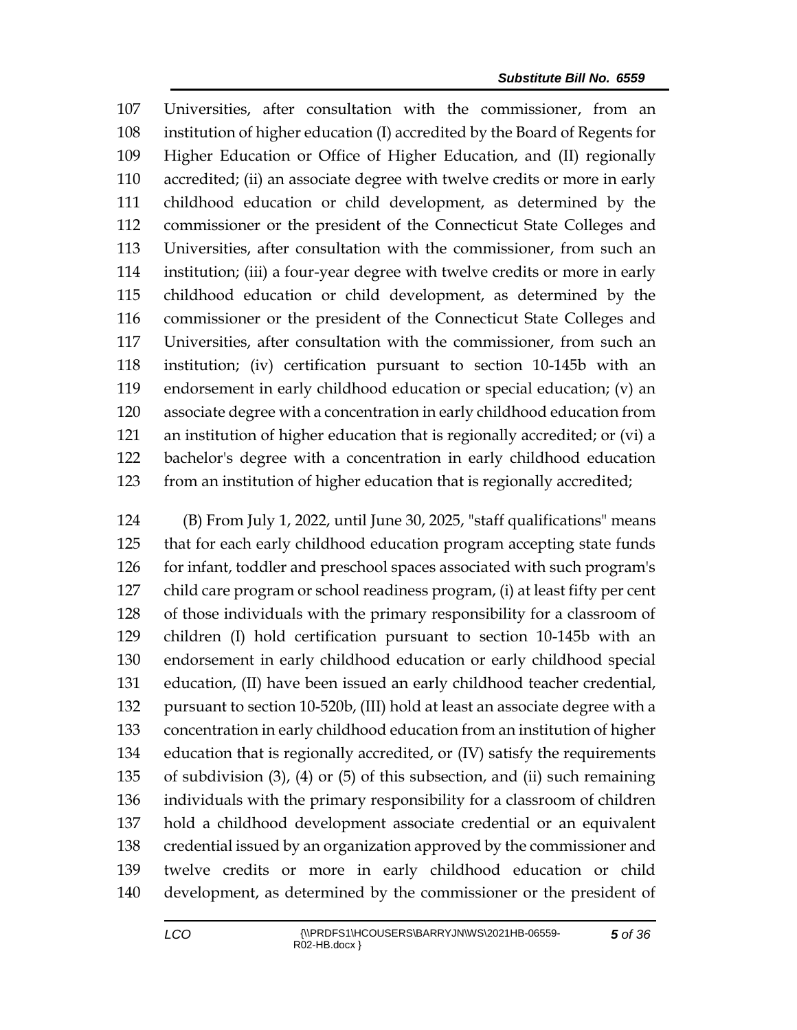107 Universities, after consultation with the commissioner, from an
108 institution of higher education (I) accredited by the Board of Regents for
109 Higher Education or Office of Higher Education, and (II) regionally
110 accredited; (ii) an associate degree with twelve credits or more in early
111 childhood education or child development, as determined by the
112 commissioner or the president of the Connecticut State Colleges and
113 Universities, after consultation with the commissioner, from such an
114 institution; (iii) a four-year degree with twelve credits or more in early
115 childhood education or child development, as determined by the
116 commissioner or the president of the Connecticut State Colleges and
117 Universities, after consultation with the commissioner, from such an
118 institution; (iv) certification pursuant to section 10-145b with an
119 endorsement in early childhood education or special education; (v) an
120 associate degree with a concentration in early childhood education from
121 an institution of higher education that is regionally accredited; or (vi) a
122 bachelor's degree with a concentration in early childhood education
123 from an institution of higher education that is regionally accredited;

124 (B) From July 1, 2022, until June 30, 2025, "staff qualifications" means
125 that for each early childhood education program accepting state funds
126 for infant, toddler and preschool spaces associated with such program's
127 child care program or school readiness program, (i) at least fifty per cent
128 of those individuals with the primary responsibility for a classroom of
129 children (I) hold certification pursuant to section 10-145b with an
130 endorsement in early childhood education or early childhood special
131 education, (II) have been issued an early childhood teacher credential,
132 pursuant to section 10-520b, (III) hold at least an associate degree with a
133 concentration in early childhood education from an institution of higher
134 education that is regionally accredited, or (IV) satisfy the requirements
135 of subdivision (3), (4) or (5) of this subsection, and (ii) such remaining
136 individuals with the primary responsibility for a classroom of children
137 hold a childhood development associate credential or an equivalent
138 credential issued by an organization approved by the commissioner and
139 twelve credits or more in early childhood education or child
140 development, as determined by the commissioner or the president of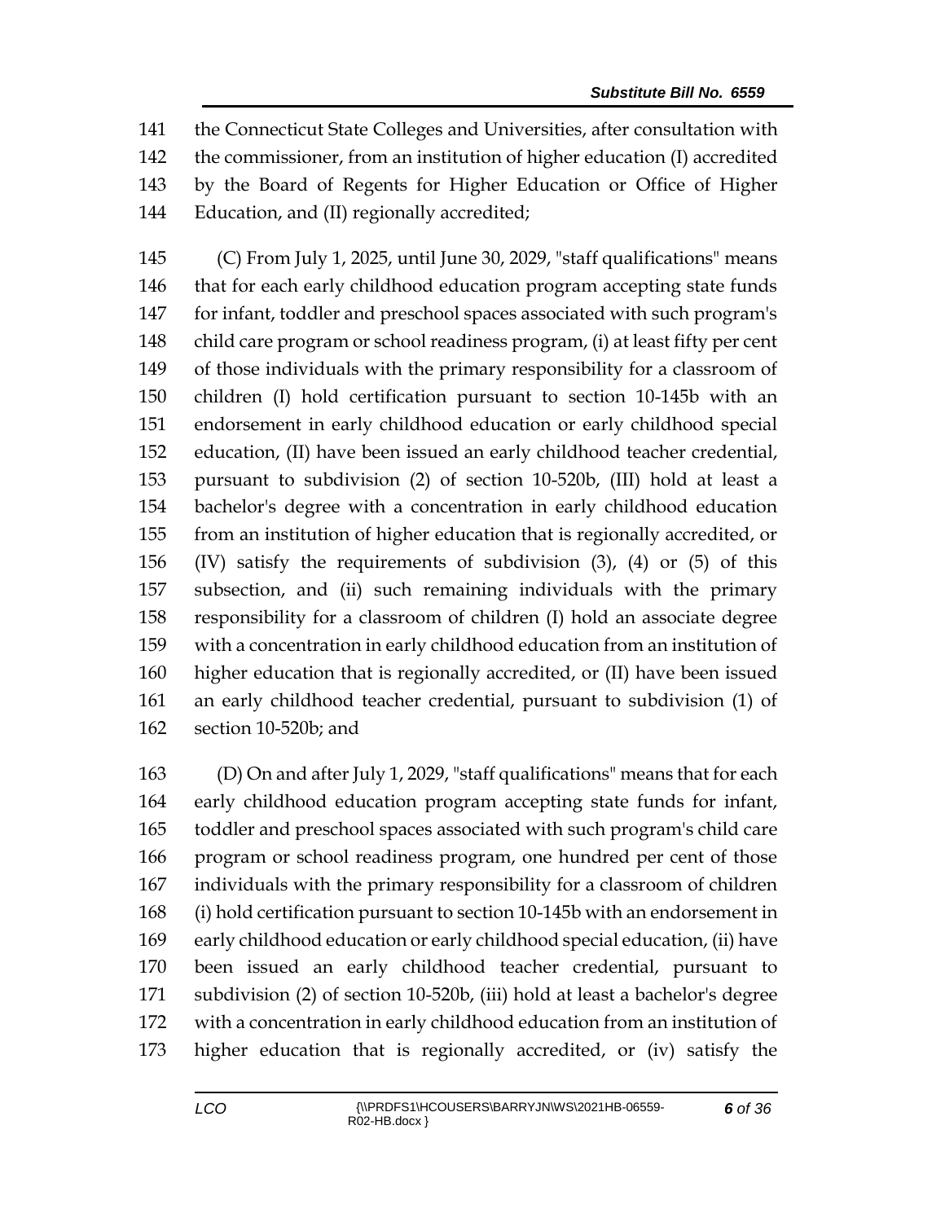141 the Connecticut State Colleges and Universities, after consultation with
142 the commissioner, from an institution of higher education (I) accredited
143 by the Board of Regents for Higher Education or Office of Higher
144 Education, and (II) regionally accredited;

145 (C) From July 1, 2025, until June 30, 2029, "staff qualifications" means
146 that for each early childhood education program accepting state funds
147 for infant, toddler and preschool spaces associated with such program's
148 child care program or school readiness program, (i) at least fifty per cent
149 of those individuals with the primary responsibility for a classroom of
150 children (I) hold certification pursuant to section 10-145b with an
151 endorsement in early childhood education or early childhood special
152 education, (II) have been issued an early childhood teacher credential,
153 pursuant to subdivision (2) of section 10-520b, (III) hold at least a
154 bachelor's degree with a concentration in early childhood education
155 from an institution of higher education that is regionally accredited, or
156 (IV) satisfy the requirements of subdivision (3), (4) or (5) of this
157 subsection, and (ii) such remaining individuals with the primary
158 responsibility for a classroom of children (I) hold an associate degree
159 with a concentration in early childhood education from an institution of
160 higher education that is regionally accredited, or (II) have been issued
161 an early childhood teacher credential, pursuant to subdivision (1) of
162 section 10-520b; and

163 (D) On and after July 1, 2029, "staff qualifications" means that for each
164 early childhood education program accepting state funds for infant,
165 toddler and preschool spaces associated with such program's child care
166 program or school readiness program, one hundred per cent of those
167 individuals with the primary responsibility for a classroom of children
168 (i) hold certification pursuant to section 10-145b with an endorsement in
169 early childhood education or early childhood special education, (ii) have
170 been issued an early childhood teacher credential, pursuant to
171 subdivision (2) of section 10-520b, (iii) hold at least a bachelor's degree
172 with a concentration in early childhood education from an institution of
173 higher education that is regionally accredited, or (iv) satisfy the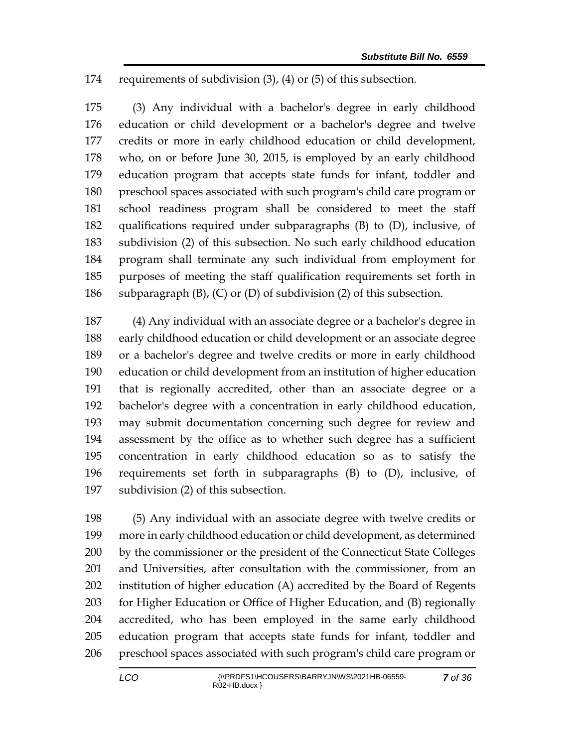174 requirements of subdivision (3), (4) or (5) of this subsection.

175 (3) Any individual with a bachelor's degree in early childhood
176 education or child development or a bachelor's degree and twelve
177 credits or more in early childhood education or child development,
178 who, on or before June 30, 2015, is employed by an early childhood
179 education program that accepts state funds for infant, toddler and
180 preschool spaces associated with such program's child care program or
181 school readiness program shall be considered to meet the staff
182 qualifications required under subparagraphs (B) to (D), inclusive, of
183 subdivision (2) of this subsection. No such early childhood education
184 program shall terminate any such individual from employment for
185 purposes of meeting the staff qualification requirements set forth in
186 subparagraph (B), (C) or (D) of subdivision (2) of this subsection.

187 (4) Any individual with an associate degree or a bachelor's degree in
188 early childhood education or child development or an associate degree
189 or a bachelor's degree and twelve credits or more in early childhood
190 education or child development from an institution of higher education
191 that is regionally accredited, other than an associate degree or a
192 bachelor's degree with a concentration in early childhood education,
193 may submit documentation concerning such degree for review and
194 assessment by the office as to whether such degree has a sufficient
195 concentration in early childhood education so as to satisfy the
196 requirements set forth in subparagraphs (B) to (D), inclusive, of
197 subdivision (2) of this subsection.

198 (5) Any individual with an associate degree with twelve credits or
199 more in early childhood education or child development, as determined
200 by the commissioner or the president of the Connecticut State Colleges
201 and Universities, after consultation with the commissioner, from an
202 institution of higher education (A) accredited by the Board of Regents
203 for Higher Education or Office of Higher Education, and (B) regionally
204 accredited, who has been employed in the same early childhood
205 education program that accepts state funds for infant, toddler and
206 preschool spaces associated with such program's child care program or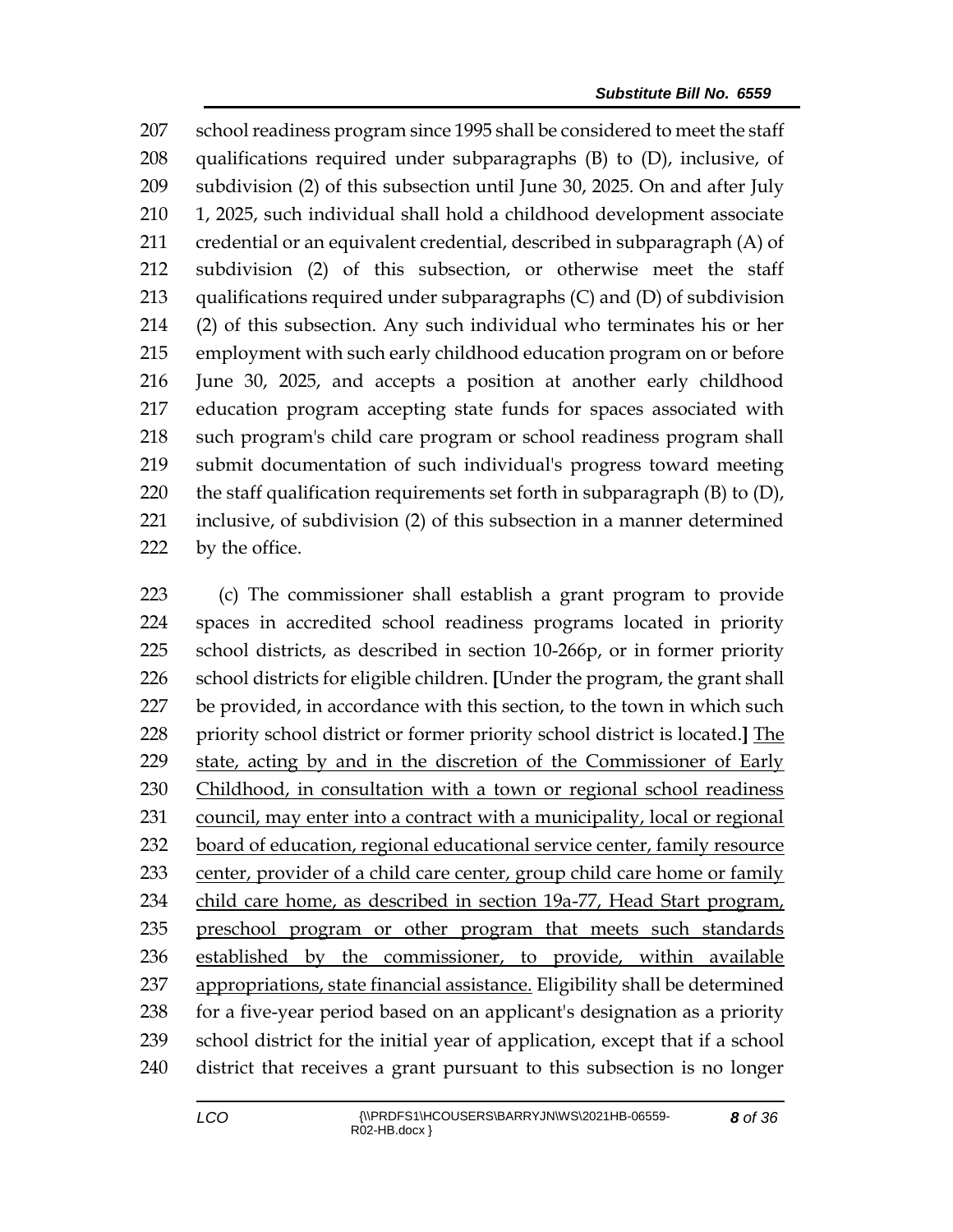school readiness program since 1995 shall be considered to meet the staff qualifications required under subparagraphs (B) to (D), inclusive, of subdivision (2) of this subsection until June 30, 2025. On and after July 1, 2025, such individual shall hold a childhood development associate credential or an equivalent credential, described in subparagraph (A) of subdivision (2) of this subsection, or otherwise meet the staff qualifications required under subparagraphs (C) and (D) of subdivision (2) of this subsection. Any such individual who terminates his or her employment with such early childhood education program on or before June 30, 2025, and accepts a position at another early childhood education program accepting state funds for spaces associated with such program's child care program or school readiness program shall submit documentation of such individual's progress toward meeting the staff qualification requirements set forth in subparagraph (B) to (D), inclusive, of subdivision (2) of this subsection in a manner determined by the office.

(c) The commissioner shall establish a grant program to provide spaces in accredited school readiness programs located in priority school districts, as described in section 10-266p, or in former priority school districts for eligible children. [Under the program, the grant shall be provided, in accordance with this section, to the town in which such priority school district or former priority school district is located.] <u>The state, acting by and in the discretion of the Commissioner of Early Childhood, in consultation with a town or regional school readiness council, may enter into a contract with a municipality, local or regional board of education, regional educational service center, family resource center, provider of a child care center, group child care home or family child care home, as described in section 19a-77, Head Start program, preschool program or other program that meets such standards established by the commissioner, to provide, within available appropriations, state financial assistance.</u> Eligibility shall be determined for a five-year period based on an applicant's designation as a priority school district for the initial year of application, except that if a school district that receives a grant pursuant to this subsection is no longer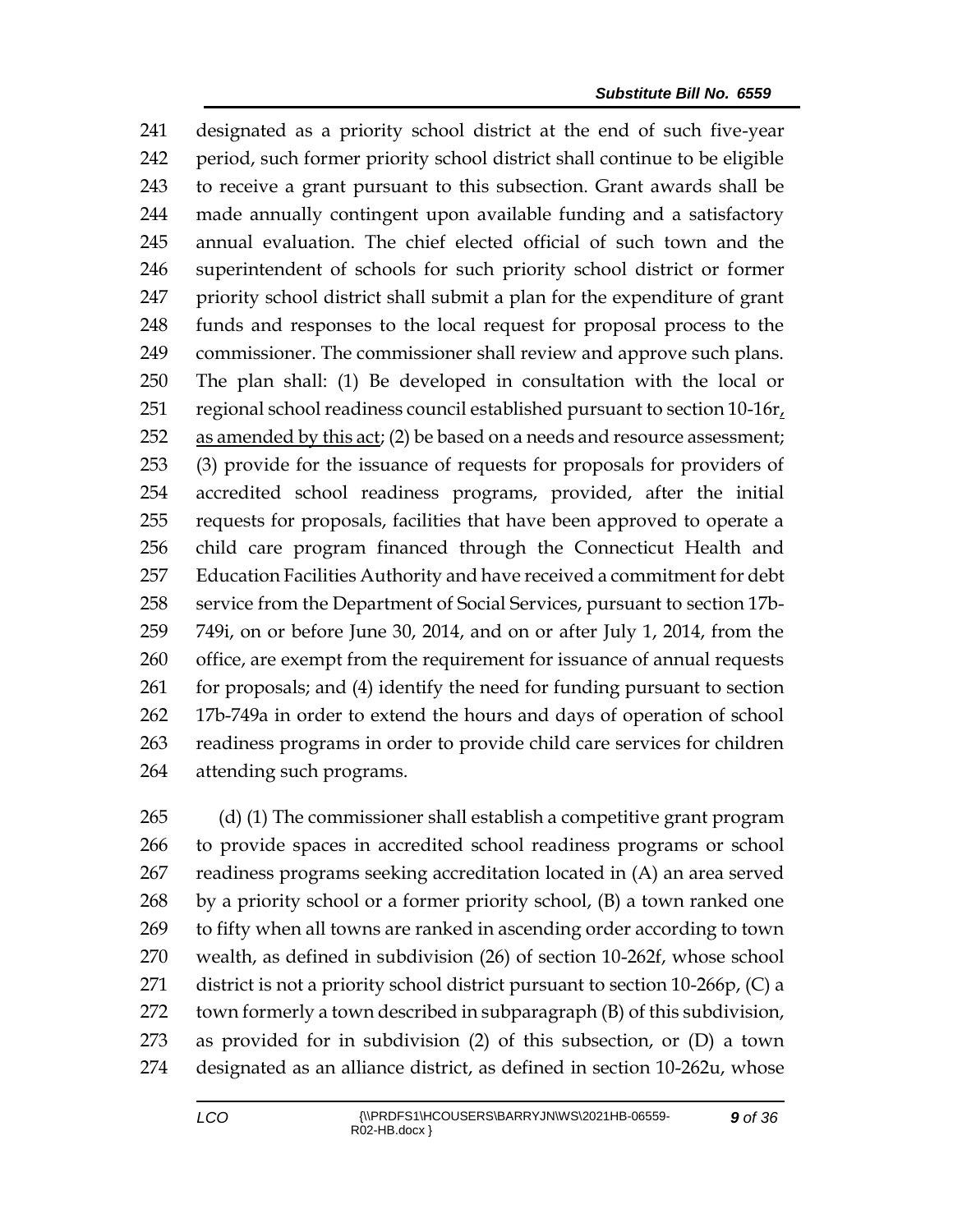241 designated as a priority school district at the end of such five-year
242 period, such former priority school district shall continue to be eligible
243 to receive a grant pursuant to this subsection. Grant awards shall be
244 made annually contingent upon available funding and a satisfactory
245 annual evaluation. The chief elected official of such town and the
246 superintendent of schools for such priority school district or former
247 priority school district shall submit a plan for the expenditure of grant
248 funds and responses to the local request for proposal process to the
249 commissioner. The commissioner shall review and approve such plans.
250 The plan shall: (1) Be developed in consultation with the local or
251 regional school readiness council established pursuant to section 10-16r<u>,</u>
252 <u>as amended by this act</u>; (2) be based on a needs and resource assessment;
253 (3) provide for the issuance of requests for proposals for providers of
254 accredited school readiness programs, provided, after the initial
255 requests for proposals, facilities that have been approved to operate a
256 child care program financed through the Connecticut Health and
257 Education Facilities Authority and have received a commitment for debt
258 service from the Department of Social Services, pursuant to section 17b-
259 749i, on or before June 30, 2014, and on or after July 1, 2014, from the
260 office, are exempt from the requirement for issuance of annual requests
261 for proposals; and (4) identify the need for funding pursuant to section
262 17b-749a in order to extend the hours and days of operation of school
263 readiness programs in order to provide child care services for children
264 attending such programs.

265 (d) (1) The commissioner shall establish a competitive grant program
266 to provide spaces in accredited school readiness programs or school
267 readiness programs seeking accreditation located in (A) an area served
268 by a priority school or a former priority school, (B) a town ranked one
269 to fifty when all towns are ranked in ascending order according to town
270 wealth, as defined in subdivision (26) of section 10-262f, whose school
271 district is not a priority school district pursuant to section 10-266p, (C) a
272 town formerly a town described in subparagraph (B) of this subdivision,
273 as provided for in subdivision (2) of this subsection, or (D) a town
274 designated as an alliance district, as defined in section 10-262u, whose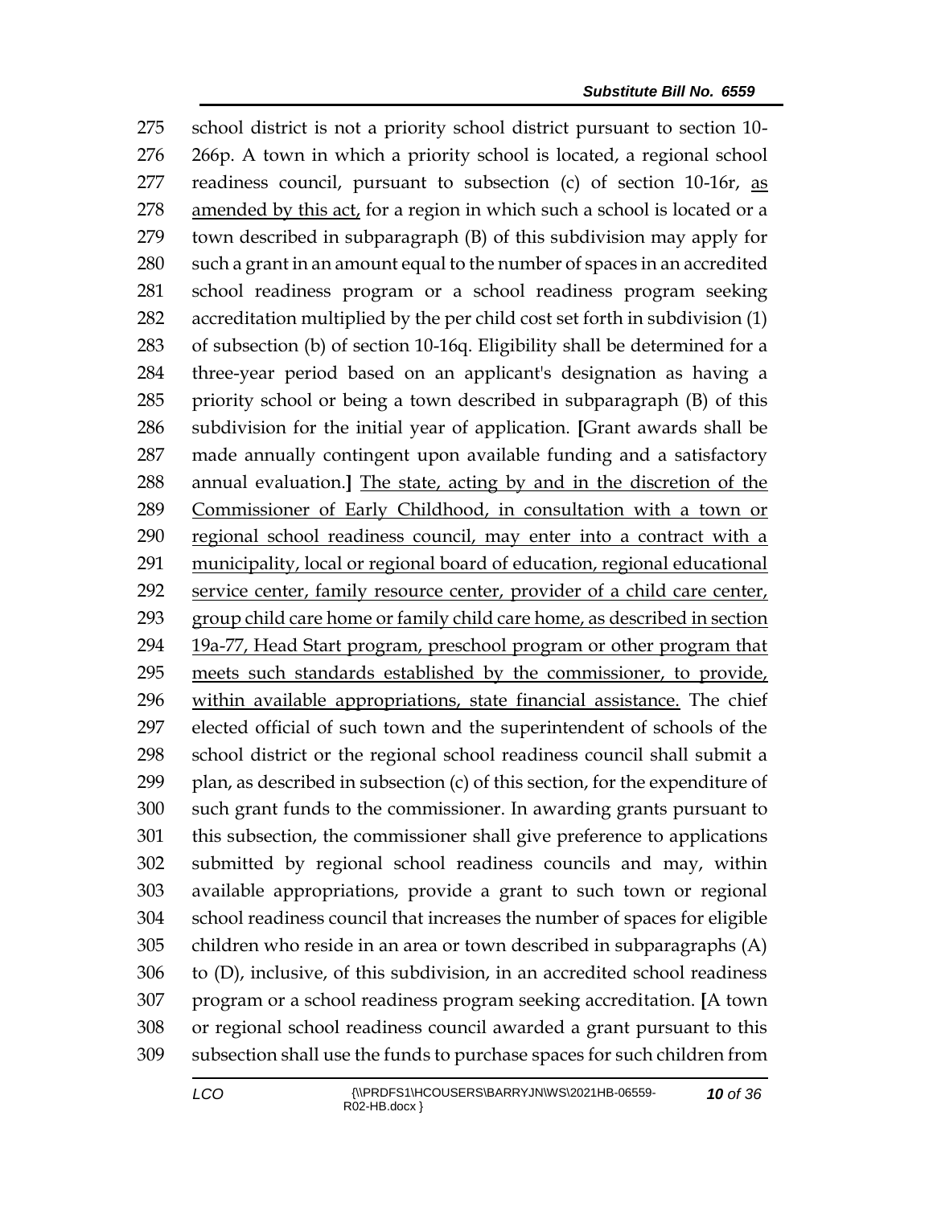school district is not a priority school district pursuant to section 10-266p. A town in which a priority school is located, a regional school readiness council, pursuant to subsection (c) of section 10-16r, <u>as amended by this act,</u> for a region in which such a school is located or a town described in subparagraph (B) of this subdivision may apply for such a grant in an amount equal to the number of spaces in an accredited school readiness program or a school readiness program seeking accreditation multiplied by the per child cost set forth in subdivision (1) of subsection (b) of section 10-16q. Eligibility shall be determined for a three-year period based on an applicant's designation as having a priority school or being a town described in subparagraph (B) of this subdivision for the initial year of application. **[**Grant awards shall be made annually contingent upon available funding and a satisfactory annual evaluation.**]** <u>The state, acting by and in the discretion of the Commissioner of Early Childhood, in consultation with a town or regional school readiness council, may enter into a contract with a municipality, local or regional board of education, regional educational service center, family resource center, provider of a child care center, group child care home or family child care home, as described in section 19a-77, Head Start program, preschool program or other program that meets such standards established by the commissioner, to provide, within available appropriations, state financial assistance.</u> The chief elected official of such town and the superintendent of schools of the school district or the regional school readiness council shall submit a plan, as described in subsection (c) of this section, for the expenditure of such grant funds to the commissioner. In awarding grants pursuant to this subsection, the commissioner shall give preference to applications submitted by regional school readiness councils and may, within available appropriations, provide a grant to such town or regional school readiness council that increases the number of spaces for eligible children who reside in an area or town described in subparagraphs (A) to (D), inclusive, of this subdivision, in an accredited school readiness program or a school readiness program seeking accreditation. **[**A town or regional school readiness council awarded a grant pursuant to this subsection shall use the funds to purchase spaces for such children from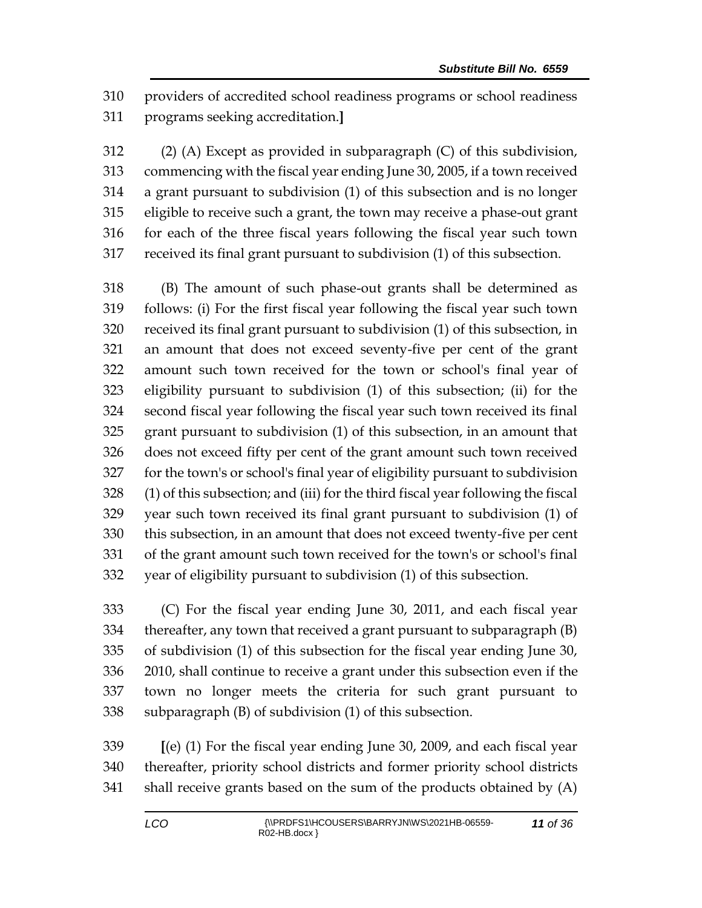310 providers of accredited school readiness programs or school readiness
311 programs seeking accreditation.]

312 (2) (A) Except as provided in subparagraph (C) of this subdivision,
313 commencing with the fiscal year ending June 30, 2005, if a town received
314 a grant pursuant to subdivision (1) of this subsection and is no longer
315 eligible to receive such a grant, the town may receive a phase-out grant
316 for each of the three fiscal years following the fiscal year such town
317 received its final grant pursuant to subdivision (1) of this subsection.

318 (B) The amount of such phase-out grants shall be determined as
319 follows: (i) For the first fiscal year following the fiscal year such town
320 received its final grant pursuant to subdivision (1) of this subsection, in
321 an amount that does not exceed seventy-five per cent of the grant
322 amount such town received for the town or school's final year of
323 eligibility pursuant to subdivision (1) of this subsection; (ii) for the
324 second fiscal year following the fiscal year such town received its final
325 grant pursuant to subdivision (1) of this subsection, in an amount that
326 does not exceed fifty per cent of the grant amount such town received
327 for the town's or school's final year of eligibility pursuant to subdivision
328 (1) of this subsection; and (iii) for the third fiscal year following the fiscal
329 year such town received its final grant pursuant to subdivision (1) of
330 this subsection, in an amount that does not exceed twenty-five per cent
331 of the grant amount such town received for the town's or school's final
332 year of eligibility pursuant to subdivision (1) of this subsection.

333 (C) For the fiscal year ending June 30, 2011, and each fiscal year
334 thereafter, any town that received a grant pursuant to subparagraph (B)
335 of subdivision (1) of this subsection for the fiscal year ending June 30,
336 2010, shall continue to receive a grant under this subsection even if the
337 town no longer meets the criteria for such grant pursuant to
338 subparagraph (B) of subdivision (1) of this subsection.

339 [(e) (1) For the fiscal year ending June 30, 2009, and each fiscal year
340 thereafter, priority school districts and former priority school districts
341 shall receive grants based on the sum of the products obtained by (A)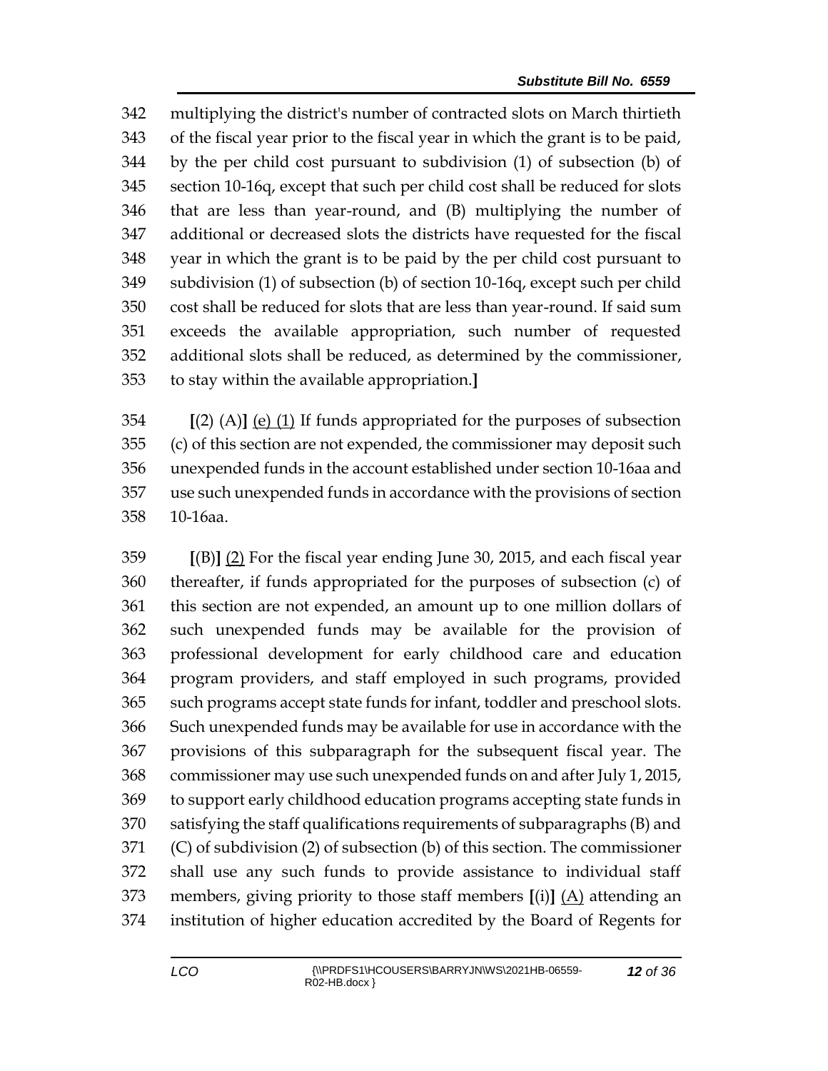342 multiplying the district's number of contracted slots on March thirtieth
343 of the fiscal year prior to the fiscal year in which the grant is to be paid,
344 by the per child cost pursuant to subdivision (1) of subsection (b) of
345 section 10-16q, except that such per child cost shall be reduced for slots
346 that are less than year-round, and (B) multiplying the number of
347 additional or decreased slots the districts have requested for the fiscal
348 year in which the grant is to be paid by the per child cost pursuant to
349 subdivision (1) of subsection (b) of section 10-16q, except such per child
350 cost shall be reduced for slots that are less than year-round. If said sum
351 exceeds the available appropriation, such number of requested
352 additional slots shall be reduced, as determined by the commissioner,
353 to stay within the available appropriation.**]**

354 **[**(2) (A)**]** <u>(e) (1)</u> If funds appropriated for the purposes of subsection
355 (c) of this section are not expended, the commissioner may deposit such
356 unexpended funds in the account established under section 10-16aa and
357 use such unexpended funds in accordance with the provisions of section
358 10-16aa.

359 **[**(B)**]** <u>(2)</u> For the fiscal year ending June 30, 2015, and each fiscal year
360 thereafter, if funds appropriated for the purposes of subsection (c) of
361 this section are not expended, an amount up to one million dollars of
362 such unexpended funds may be available for the provision of
363 professional development for early childhood care and education
364 program providers, and staff employed in such programs, provided
365 such programs accept state funds for infant, toddler and preschool slots.
366 Such unexpended funds may be available for use in accordance with the
367 provisions of this subparagraph for the subsequent fiscal year. The
368 commissioner may use such unexpended funds on and after July 1, 2015,
369 to support early childhood education programs accepting state funds in
370 satisfying the staff qualifications requirements of subparagraphs (B) and
371 (C) of subdivision (2) of subsection (b) of this section. The commissioner
372 shall use any such funds to provide assistance to individual staff
373 members, giving priority to those staff members **[**(i)**]** <u>(A)</u> attending an
374 institution of higher education accredited by the Board of Regents for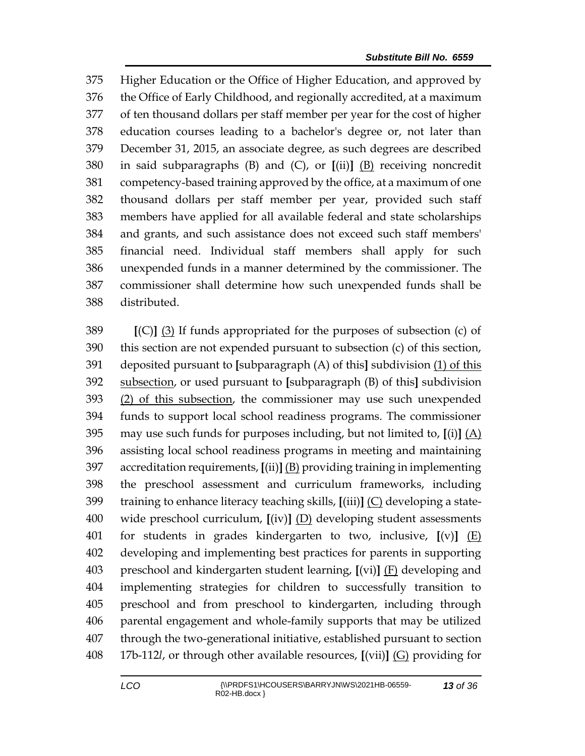375 Higher Education or the Office of Higher Education, and approved by
376 the Office of Early Childhood, and regionally accredited, at a maximum
377 of ten thousand dollars per staff member per year for the cost of higher
378 education courses leading to a bachelor's degree or, not later than
379 December 31, 2015, an associate degree, as such degrees are described
380 in said subparagraphs (B) and (C), or **[**(ii)**]** <u>(B)</u> receiving noncredit
381 competency-based training approved by the office, at a maximum of one
382 thousand dollars per staff member per year, provided such staff
383 members have applied for all available federal and state scholarships
384 and grants, and such assistance does not exceed such staff members'
385 financial need. Individual staff members shall apply for such
386 unexpended funds in a manner determined by the commissioner. The
387 commissioner shall determine how such unexpended funds shall be
388 distributed.

389 **[**(C)**]** <u>(3)</u> If funds appropriated for the purposes of subsection (c) of
390 this section are not expended pursuant to subsection (c) of this section,
391 deposited pursuant to **[**subparagraph (A) of this**]** subdivision <u>(1) of this</u>
392 <u>subsection</u>, or used pursuant to **[**subparagraph (B) of this**]** subdivision
393 <u>(2) of this subsection</u>, the commissioner may use such unexpended
394 funds to support local school readiness programs. The commissioner
395 may use such funds for purposes including, but not limited to, **[**(i)**]** <u>(A)</u>
396 assisting local school readiness programs in meeting and maintaining
397 accreditation requirements, **[**(ii)**]** <u>(B)</u> providing training in implementing
398 the preschool assessment and curriculum frameworks, including
399 training to enhance literacy teaching skills, **[**(iii)**]** <u>(C)</u> developing a state-
400 wide preschool curriculum, **[**(iv)**]** <u>(D)</u> developing student assessments
401 for students in grades kindergarten to two, inclusive, **[**(v)**]** <u>(E)</u>
402 developing and implementing best practices for parents in supporting
403 preschool and kindergarten student learning, **[**(vi)**]** <u>(F)</u> developing and
404 implementing strategies for children to successfully transition to
405 preschool and from preschool to kindergarten, including through
406 parental engagement and whole-family supports that may be utilized
407 through the two-generational initiative, established pursuant to section
408 17b-112*l*, or through other available resources, **[**(vii)**]** <u>(G)</u> providing for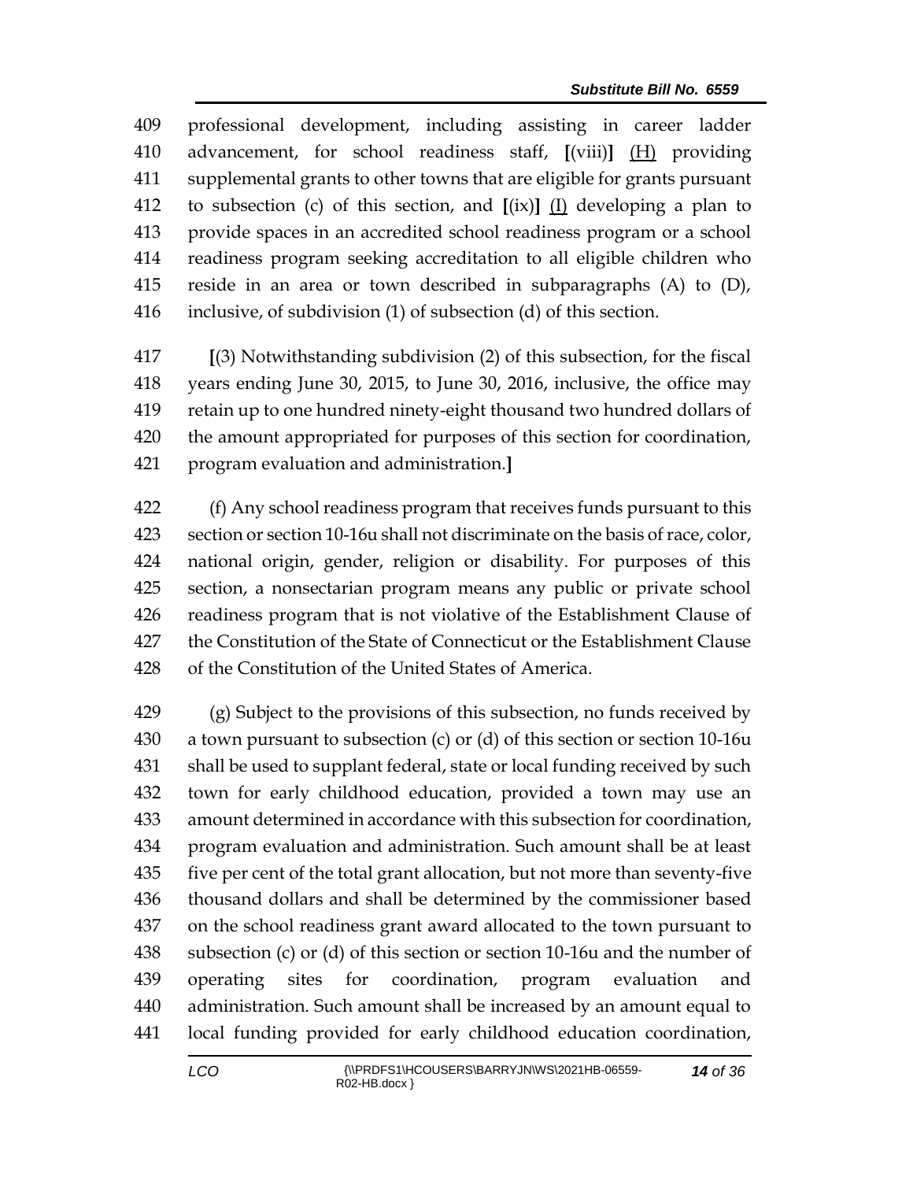409 professional development, including assisting in career ladder 410 advancement, for school readiness staff, **[**(viii)**]** <u>(H)</u> providing 411 supplemental grants to other towns that are eligible for grants pursuant 412 to subsection (c) of this section, and **[**(ix)**]** <u>(I)</u> developing a plan to 413 provide spaces in an accredited school readiness program or a school 414 readiness program seeking accreditation to all eligible children who 415 reside in an area or town described in subparagraphs (A) to (D), 416 inclusive, of subdivision (1) of subsection (d) of this section.

417 **[**(3) Notwithstanding subdivision (2) of this subsection, for the fiscal 418 years ending June 30, 2015, to June 30, 2016, inclusive, the office may 419 retain up to one hundred ninety-eight thousand two hundred dollars of 420 the amount appropriated for purposes of this section for coordination, 421 program evaluation and administration.**]**

422 (f) Any school readiness program that receives funds pursuant to this 423 section or section 10-16u shall not discriminate on the basis of race, color, 424 national origin, gender, religion or disability. For purposes of this 425 section, a nonsectarian program means any public or private school 426 readiness program that is not violative of the Establishment Clause of 427 the Constitution of the State of Connecticut or the Establishment Clause 428 of the Constitution of the United States of America.

429 (g) Subject to the provisions of this subsection, no funds received by 430 a town pursuant to subsection (c) or (d) of this section or section 10-16u 431 shall be used to supplant federal, state or local funding received by such 432 town for early childhood education, provided a town may use an 433 amount determined in accordance with this subsection for coordination, 434 program evaluation and administration. Such amount shall be at least 435 five per cent of the total grant allocation, but not more than seventy-five 436 thousand dollars and shall be determined by the commissioner based 437 on the school readiness grant award allocated to the town pursuant to 438 subsection (c) or (d) of this section or section 10-16u and the number of 439 operating sites for coordination, program evaluation and 440 administration. Such amount shall be increased by an amount equal to 441 local funding provided for early childhood education coordination,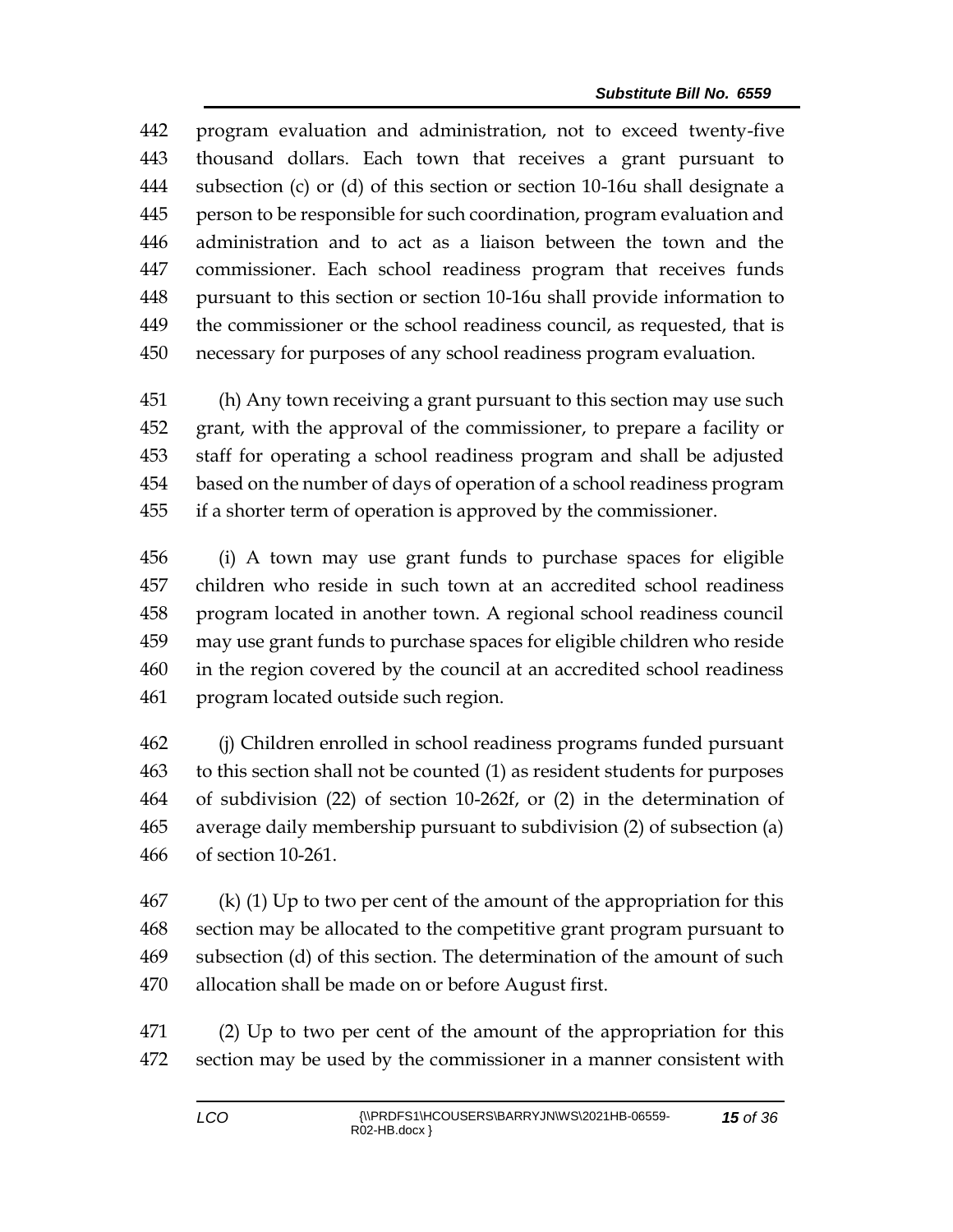program evaluation and administration, not to exceed twenty-five thousand dollars. Each town that receives a grant pursuant to subsection (c) or (d) of this section or section 10-16u shall designate a person to be responsible for such coordination, program evaluation and administration and to act as a liaison between the town and the commissioner. Each school readiness program that receives funds pursuant to this section or section 10-16u shall provide information to the commissioner or the school readiness council, as requested, that is necessary for purposes of any school readiness program evaluation.

(h) Any town receiving a grant pursuant to this section may use such grant, with the approval of the commissioner, to prepare a facility or staff for operating a school readiness program and shall be adjusted based on the number of days of operation of a school readiness program if a shorter term of operation is approved by the commissioner.

(i) A town may use grant funds to purchase spaces for eligible children who reside in such town at an accredited school readiness program located in another town. A regional school readiness council may use grant funds to purchase spaces for eligible children who reside in the region covered by the council at an accredited school readiness program located outside such region.

(j) Children enrolled in school readiness programs funded pursuant to this section shall not be counted (1) as resident students for purposes of subdivision (22) of section 10-262f, or (2) in the determination of average daily membership pursuant to subdivision (2) of subsection (a) of section 10-261.

(k) (1) Up to two per cent of the amount of the appropriation for this section may be allocated to the competitive grant program pursuant to subsection (d) of this section. The determination of the amount of such allocation shall be made on or before August first.

(2) Up to two per cent of the amount of the appropriation for this section may be used by the commissioner in a manner consistent with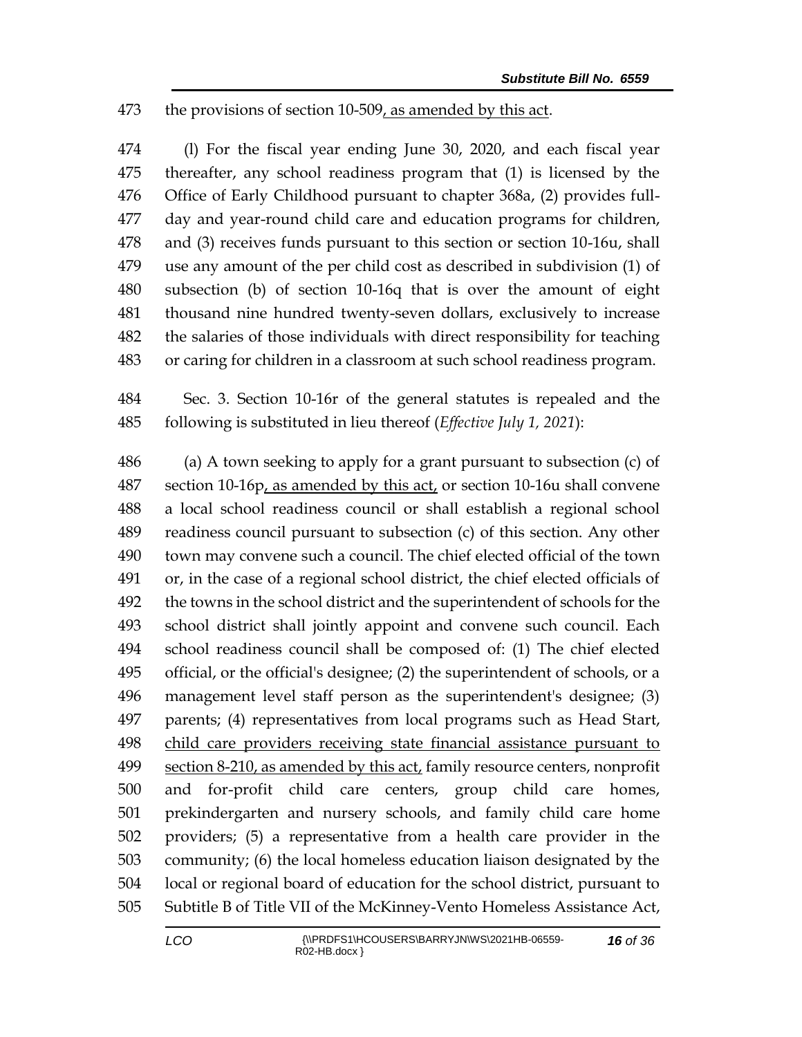the provisions of section 10-509<u>, as amended by this act</u>.

(l) For the fiscal year ending June 30, 2020, and each fiscal year thereafter, any school readiness program that (1) is licensed by the Office of Early Childhood pursuant to chapter 368a, (2) provides full-day and year-round child care and education programs for children, and (3) receives funds pursuant to this section or section 10-16u, shall use any amount of the per child cost as described in subdivision (1) of subsection (b) of section 10-16q that is over the amount of eight thousand nine hundred twenty-seven dollars, exclusively to increase the salaries of those individuals with direct responsibility for teaching or caring for children in a classroom at such school readiness program.

Sec. 3. Section 10-16r of the general statutes is repealed and the following is substituted in lieu thereof (*Effective July 1, 2021*):

(a) A town seeking to apply for a grant pursuant to subsection (c) of section 10-16p<u>, as amended by this act,</u> or section 10-16u shall convene a local school readiness council or shall establish a regional school readiness council pursuant to subsection (c) of this section. Any other town may convene such a council. The chief elected official of the town or, in the case of a regional school district, the chief elected officials of the towns in the school district and the superintendent of schools for the school district shall jointly appoint and convene such council. Each school readiness council shall be composed of: (1) The chief elected official, or the official's designee; (2) the superintendent of schools, or a management level staff person as the superintendent's designee; (3) parents; (4) representatives from local programs such as Head Start, <u>child care providers receiving state financial assistance pursuant to section 8-210, as amended by this act,</u> family resource centers, nonprofit and for-profit child care centers, group child care homes, prekindergarten and nursery schools, and family child care home providers; (5) a representative from a health care provider in the community; (6) the local homeless education liaison designated by the local or regional board of education for the school district, pursuant to Subtitle B of Title VII of the McKinney-Vento Homeless Assistance Act,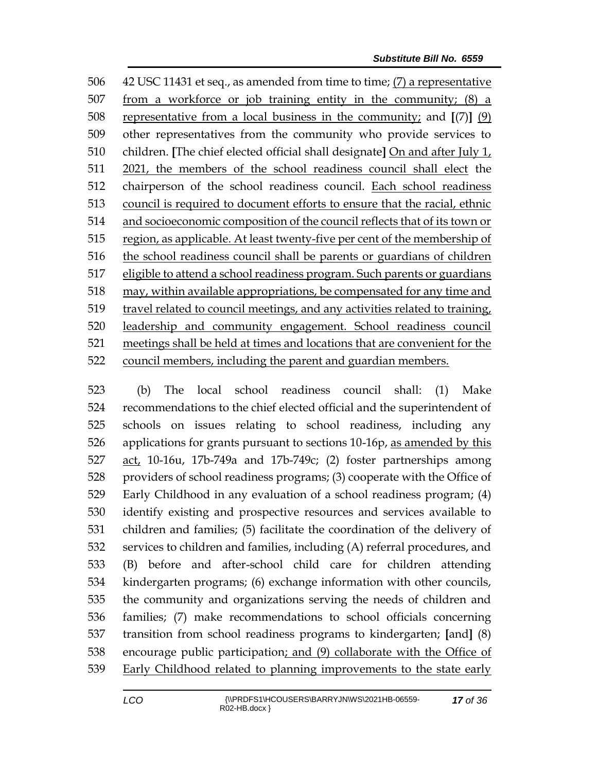42 USC 11431 et seq., as amended from time to time; <u>(7) a representative from a workforce or job training entity in the community; (8) a representative from a local business in the community;</u> and **[**(7)**]** <u>(9)</u> other representatives from the community who provide services to children. **[**The chief elected official shall designate**]** <u>On and after July 1, 2021, the members of the school readiness council shall elect</u> the chairperson of the school readiness council. <u>Each school readiness council is required to document efforts to ensure that the racial, ethnic and socioeconomic composition of the council reflects that of its town or region, as applicable. At least twenty-five per cent of the membership of the school readiness council shall be parents or guardians of children eligible to attend a school readiness program. Such parents or guardians may, within available appropriations, be compensated for any time and travel related to council meetings, and any activities related to training, leadership and community engagement. School readiness council meetings shall be held at times and locations that are convenient for the council members, including the parent and guardian members.</u>

(b) The local school readiness council shall: (1) Make recommendations to the chief elected official and the superintendent of schools on issues relating to school readiness, including any applications for grants pursuant to sections 10-16p, <u>as amended by this act,</u> 10-16u, 17b-749a and 17b-749c; (2) foster partnerships among providers of school readiness programs; (3) cooperate with the Office of Early Childhood in any evaluation of a school readiness program; (4) identify existing and prospective resources and services available to children and families; (5) facilitate the coordination of the delivery of services to children and families, including (A) referral procedures, and (B) before and after-school child care for children attending kindergarten programs; (6) exchange information with other councils, the community and organizations serving the needs of children and families; (7) make recommendations to school officials concerning transition from school readiness programs to kindergarten; **[**and**]** (8) encourage public participation<u>; and (9) collaborate with the Office of Early Childhood related to planning improvements to the state early</u>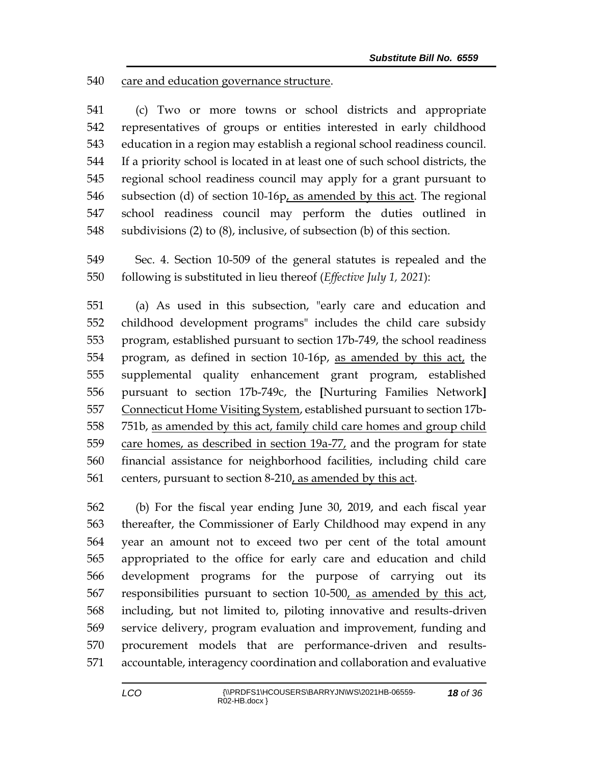540 care and education governance structure.

541 (c) Two or more towns or school districts and appropriate
542 representatives of groups or entities interested in early childhood
543 education in a region may establish a regional school readiness council.
544 If a priority school is located in at least one of such school districts, the
545 regional school readiness council may apply for a grant pursuant to
546 subsection (d) of section 10-16p, as amended by this act. The regional
547 school readiness council may perform the duties outlined in
548 subdivisions (2) to (8), inclusive, of subsection (b) of this section.

549 Sec. 4. Section 10-509 of the general statutes is repealed and the
550 following is substituted in lieu thereof (*Effective July 1, 2021*):

551 (a) As used in this subsection, "early care and education and
552 childhood development programs" includes the child care subsidy
553 program, established pursuant to section 17b-749, the school readiness
554 program, as defined in section 10-16p, as amended by this act, the
555 supplemental quality enhancement grant program, established
556 pursuant to section 17b-749c, the **[**Nurturing Families Network**]**
557 Connecticut Home Visiting System, established pursuant to section 17b-
558 751b, as amended by this act, family child care homes and group child
559 care homes, as described in section 19a-77, and the program for state
560 financial assistance for neighborhood facilities, including child care
561 centers, pursuant to section 8-210, as amended by this act.

562 (b) For the fiscal year ending June 30, 2019, and each fiscal year
563 thereafter, the Commissioner of Early Childhood may expend in any
564 year an amount not to exceed two per cent of the total amount
565 appropriated to the office for early care and education and child
566 development programs for the purpose of carrying out its
567 responsibilities pursuant to section 10-500, as amended by this act,
568 including, but not limited to, piloting innovative and results-driven
569 service delivery, program evaluation and improvement, funding and
570 procurement models that are performance-driven and results-
571 accountable, interagency coordination and collaboration and evaluative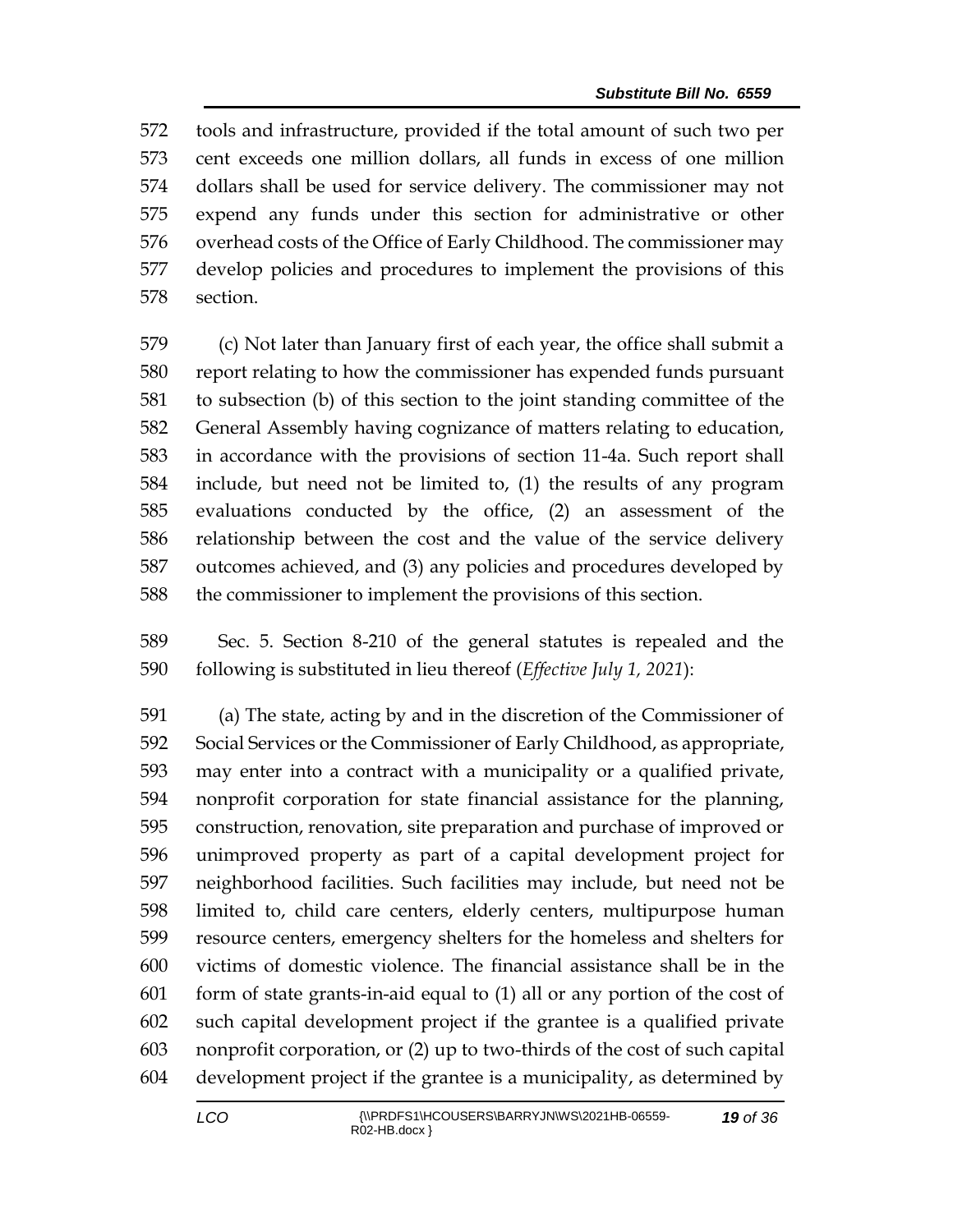tools and infrastructure, provided if the total amount of such two per cent exceeds one million dollars, all funds in excess of one million dollars shall be used for service delivery. The commissioner may not expend any funds under this section for administrative or other overhead costs of the Office of Early Childhood. The commissioner may develop policies and procedures to implement the provisions of this section.

(c) Not later than January first of each year, the office shall submit a report relating to how the commissioner has expended funds pursuant to subsection (b) of this section to the joint standing committee of the General Assembly having cognizance of matters relating to education, in accordance with the provisions of section 11-4a. Such report shall include, but need not be limited to, (1) the results of any program evaluations conducted by the office, (2) an assessment of the relationship between the cost and the value of the service delivery outcomes achieved, and (3) any policies and procedures developed by the commissioner to implement the provisions of this section.

Sec. 5. Section 8-210 of the general statutes is repealed and the following is substituted in lieu thereof (*Effective July 1, 2021*):

(a) The state, acting by and in the discretion of the Commissioner of Social Services or the Commissioner of Early Childhood, as appropriate, may enter into a contract with a municipality or a qualified private, nonprofit corporation for state financial assistance for the planning, construction, renovation, site preparation and purchase of improved or unimproved property as part of a capital development project for neighborhood facilities. Such facilities may include, but need not be limited to, child care centers, elderly centers, multipurpose human resource centers, emergency shelters for the homeless and shelters for victims of domestic violence. The financial assistance shall be in the form of state grants-in-aid equal to (1) all or any portion of the cost of such capital development project if the grantee is a qualified private nonprofit corporation, or (2) up to two-thirds of the cost of such capital development project if the grantee is a municipality, as determined by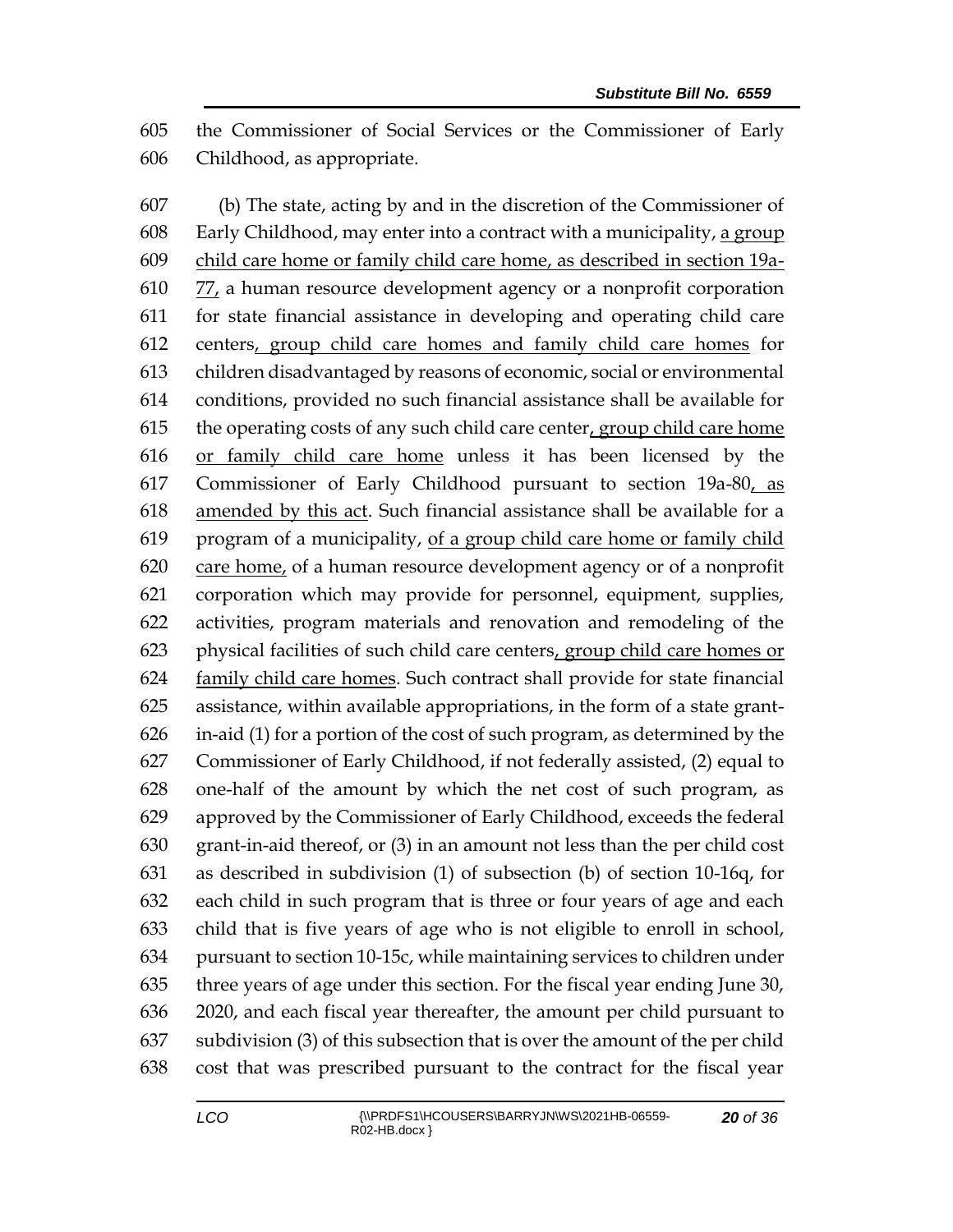the Commissioner of Social Services or the Commissioner of Early Childhood, as appropriate.

(b) The state, acting by and in the discretion of the Commissioner of Early Childhood, may enter into a contract with a municipality, a group child care home or family child care home, as described in section 19a-77, a human resource development agency or a nonprofit corporation for state financial assistance in developing and operating child care centers, group child care homes and family child care homes for children disadvantaged by reasons of economic, social or environmental conditions, provided no such financial assistance shall be available for the operating costs of any such child care center, group child care home or family child care home unless it has been licensed by the Commissioner of Early Childhood pursuant to section 19a-80, as amended by this act. Such financial assistance shall be available for a program of a municipality, of a group child care home or family child care home, of a human resource development agency or of a nonprofit corporation which may provide for personnel, equipment, supplies, activities, program materials and renovation and remodeling of the physical facilities of such child care centers, group child care homes or family child care homes. Such contract shall provide for state financial assistance, within available appropriations, in the form of a state grant-in-aid (1) for a portion of the cost of such program, as determined by the Commissioner of Early Childhood, if not federally assisted, (2) equal to one-half of the amount by which the net cost of such program, as approved by the Commissioner of Early Childhood, exceeds the federal grant-in-aid thereof, or (3) in an amount not less than the per child cost as described in subdivision (1) of subsection (b) of section 10-16q, for each child in such program that is three or four years of age and each child that is five years of age who is not eligible to enroll in school, pursuant to section 10-15c, while maintaining services to children under three years of age under this section. For the fiscal year ending June 30, 2020, and each fiscal year thereafter, the amount per child pursuant to subdivision (3) of this subsection that is over the amount of the per child cost that was prescribed pursuant to the contract for the fiscal year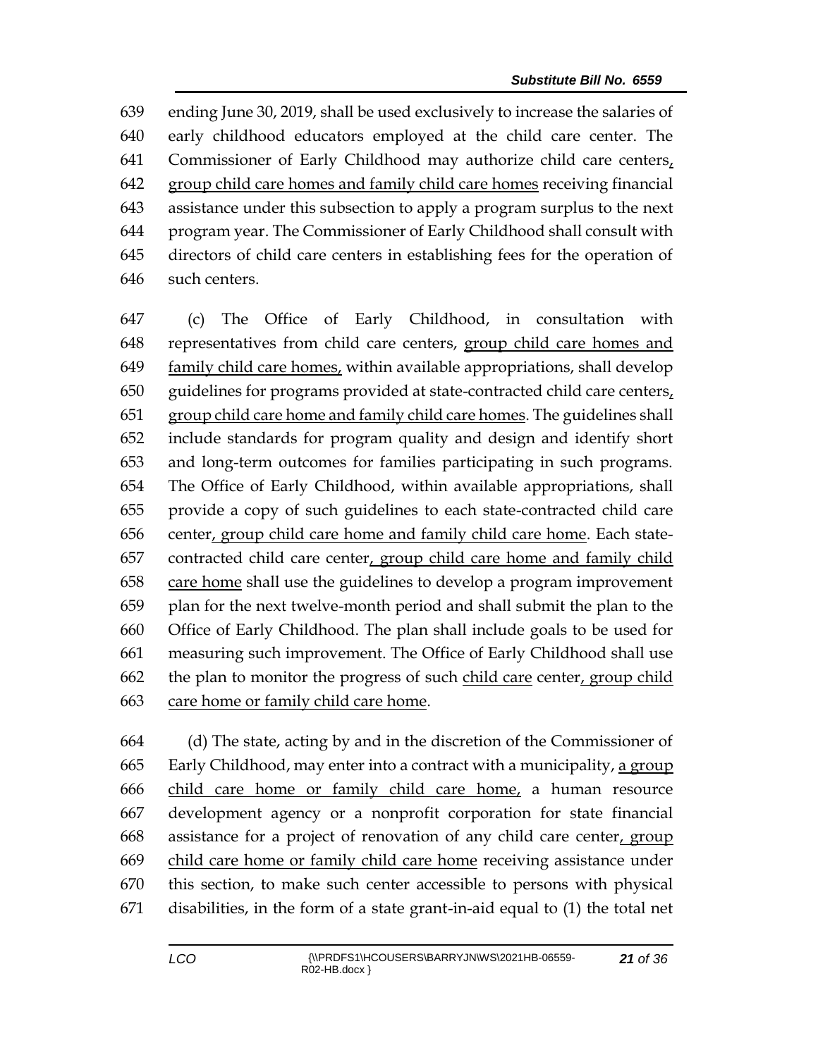639 ending June 30, 2019, shall be used exclusively to increase the salaries of
640 early childhood educators employed at the child care center. The
641 Commissioner of Early Childhood may authorize child care centers<u>,</u>
642 <u>group child care homes and family child care homes</u> receiving financial
643 assistance under this subsection to apply a program surplus to the next
644 program year. The Commissioner of Early Childhood shall consult with
645 directors of child care centers in establishing fees for the operation of
646 such centers.

647 (c) The Office of Early Childhood, in consultation with
648 representatives from child care centers, <u>group child care homes and</u>
649 <u>family child care homes,</u> within available appropriations, shall develop
650 guidelines for programs provided at state-contracted child care centers<u>,</u>
651 <u>group child care home and family child care homes</u>. The guidelines shall
652 include standards for program quality and design and identify short
653 and long-term outcomes for families participating in such programs.
654 The Office of Early Childhood, within available appropriations, shall
655 provide a copy of such guidelines to each state-contracted child care
656 center<u>, group child care home and family child care home</u>. Each state-
657 contracted child care center<u>, group child care home and family child</u>
658 <u>care home</u> shall use the guidelines to develop a program improvement
659 plan for the next twelve-month period and shall submit the plan to the
660 Office of Early Childhood. The plan shall include goals to be used for
661 measuring such improvement. The Office of Early Childhood shall use
662 the plan to monitor the progress of such <u>child care</u> center<u>, group child</u>
663 <u>care home or family child care home</u>.

664 (d) The state, acting by and in the discretion of the Commissioner of
665 Early Childhood, may enter into a contract with a municipality, <u>a group</u>
666 <u>child care home or family child care home,</u> a human resource
667 development agency or a nonprofit corporation for state financial
668 assistance for a project of renovation of any child care center<u>, group</u>
669 <u>child care home or family child care home</u> receiving assistance under
670 this section, to make such center accessible to persons with physical
671 disabilities, in the form of a state grant-in-aid equal to (1) the total net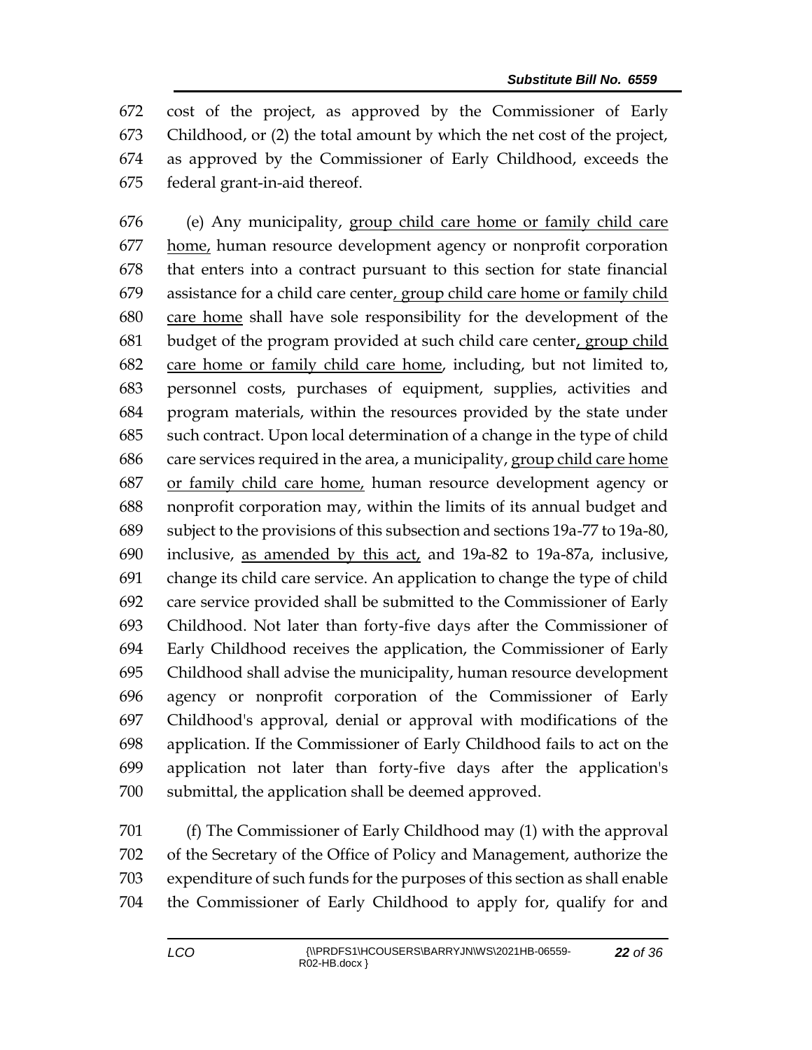cost of the project, as approved by the Commissioner of Early Childhood, or (2) the total amount by which the net cost of the project, as approved by the Commissioner of Early Childhood, exceeds the federal grant-in-aid thereof.

(e) Any municipality, group child care home or family child care home, human resource development agency or nonprofit corporation that enters into a contract pursuant to this section for state financial assistance for a child care center, group child care home or family child care home shall have sole responsibility for the development of the budget of the program provided at such child care center, group child care home or family child care home, including, but not limited to, personnel costs, purchases of equipment, supplies, activities and program materials, within the resources provided by the state under such contract. Upon local determination of a change in the type of child care services required in the area, a municipality, group child care home or family child care home, human resource development agency or nonprofit corporation may, within the limits of its annual budget and subject to the provisions of this subsection and sections 19a-77 to 19a-80, inclusive, as amended by this act, and 19a-82 to 19a-87a, inclusive, change its child care service. An application to change the type of child care service provided shall be submitted to the Commissioner of Early Childhood. Not later than forty-five days after the Commissioner of Early Childhood receives the application, the Commissioner of Early Childhood shall advise the municipality, human resource development agency or nonprofit corporation of the Commissioner of Early Childhood's approval, denial or approval with modifications of the application. If the Commissioner of Early Childhood fails to act on the application not later than forty-five days after the application's submittal, the application shall be deemed approved.

(f) The Commissioner of Early Childhood may (1) with the approval of the Secretary of the Office of Policy and Management, authorize the expenditure of such funds for the purposes of this section as shall enable the Commissioner of Early Childhood to apply for, qualify for and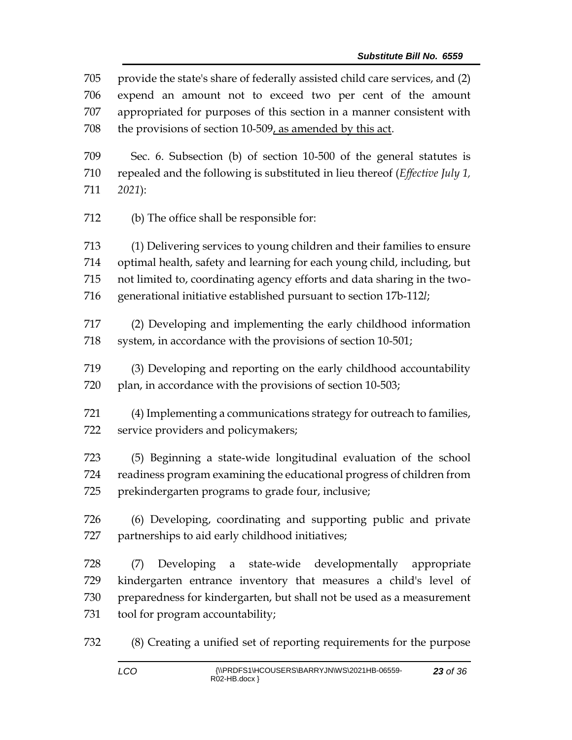provide the state's share of federally assisted child care services, and (2) expend an amount not to exceed two per cent of the amount appropriated for purposes of this section in a manner consistent with the provisions of section 10-509, as amended by this act.

Sec. 6. Subsection (b) of section 10-500 of the general statutes is repealed and the following is substituted in lieu thereof (*Effective July 1, 2021*):

(b) The office shall be responsible for:

(1) Delivering services to young children and their families to ensure optimal health, safety and learning for each young child, including, but not limited to, coordinating agency efforts and data sharing in the two-generational initiative established pursuant to section 17b-112*l*;

(2) Developing and implementing the early childhood information system, in accordance with the provisions of section 10-501;

(3) Developing and reporting on the early childhood accountability plan, in accordance with the provisions of section 10-503;

(4) Implementing a communications strategy for outreach to families, service providers and policymakers;

(5) Beginning a state-wide longitudinal evaluation of the school readiness program examining the educational progress of children from prekindergarten programs to grade four, inclusive;

(6) Developing, coordinating and supporting public and private partnerships to aid early childhood initiatives;

(7) Developing a state-wide developmentally appropriate kindergarten entrance inventory that measures a child's level of preparedness for kindergarten, but shall not be used as a measurement tool for program accountability;

(8) Creating a unified set of reporting requirements for the purpose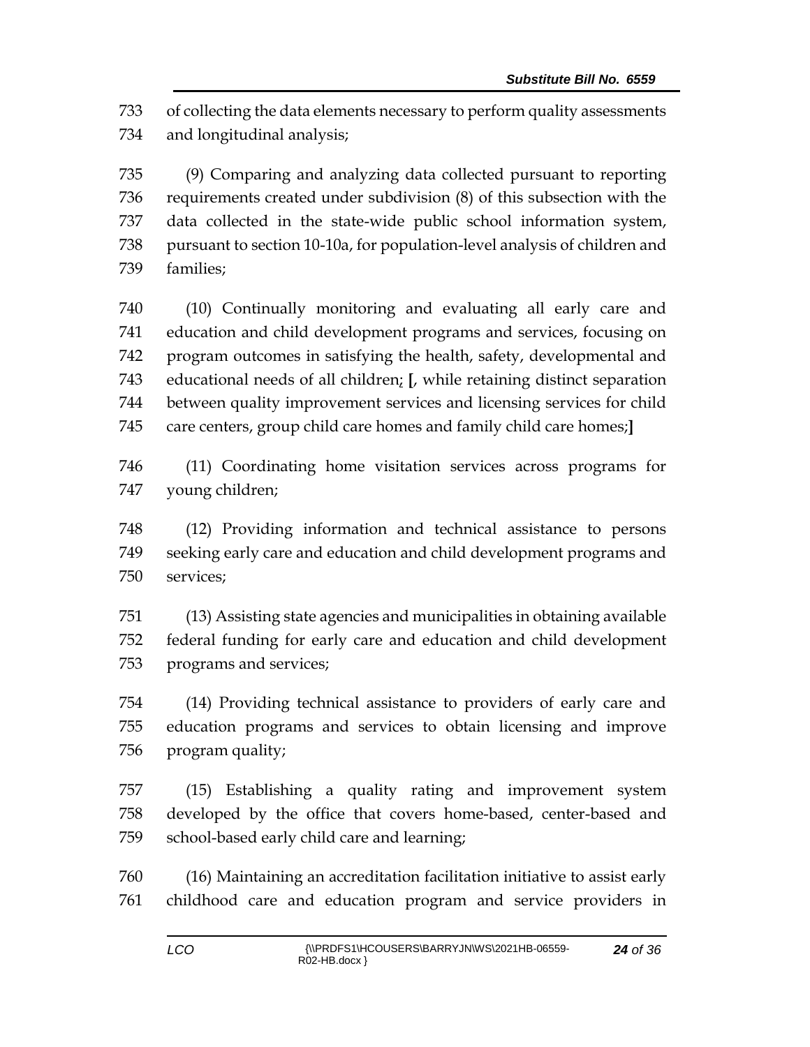of collecting the data elements necessary to perform quality assessments and longitudinal analysis;

(9) Comparing and analyzing data collected pursuant to reporting requirements created under subdivision (8) of this subsection with the data collected in the state-wide public school information system, pursuant to section 10-10a, for population-level analysis of children and families;

(10) Continually monitoring and evaluating all early care and education and child development programs and services, focusing on program outcomes in satisfying the health, safety, developmental and educational needs of all children; **[**, while retaining distinct separation between quality improvement services and licensing services for child care centers, group child care homes and family child care homes;**]**

(11) Coordinating home visitation services across programs for young children;

(12) Providing information and technical assistance to persons seeking early care and education and child development programs and services;

(13) Assisting state agencies and municipalities in obtaining available federal funding for early care and education and child development programs and services;

(14) Providing technical assistance to providers of early care and education programs and services to obtain licensing and improve program quality;

(15) Establishing a quality rating and improvement system developed by the office that covers home-based, center-based and school-based early child care and learning;

(16) Maintaining an accreditation facilitation initiative to assist early childhood care and education program and service providers in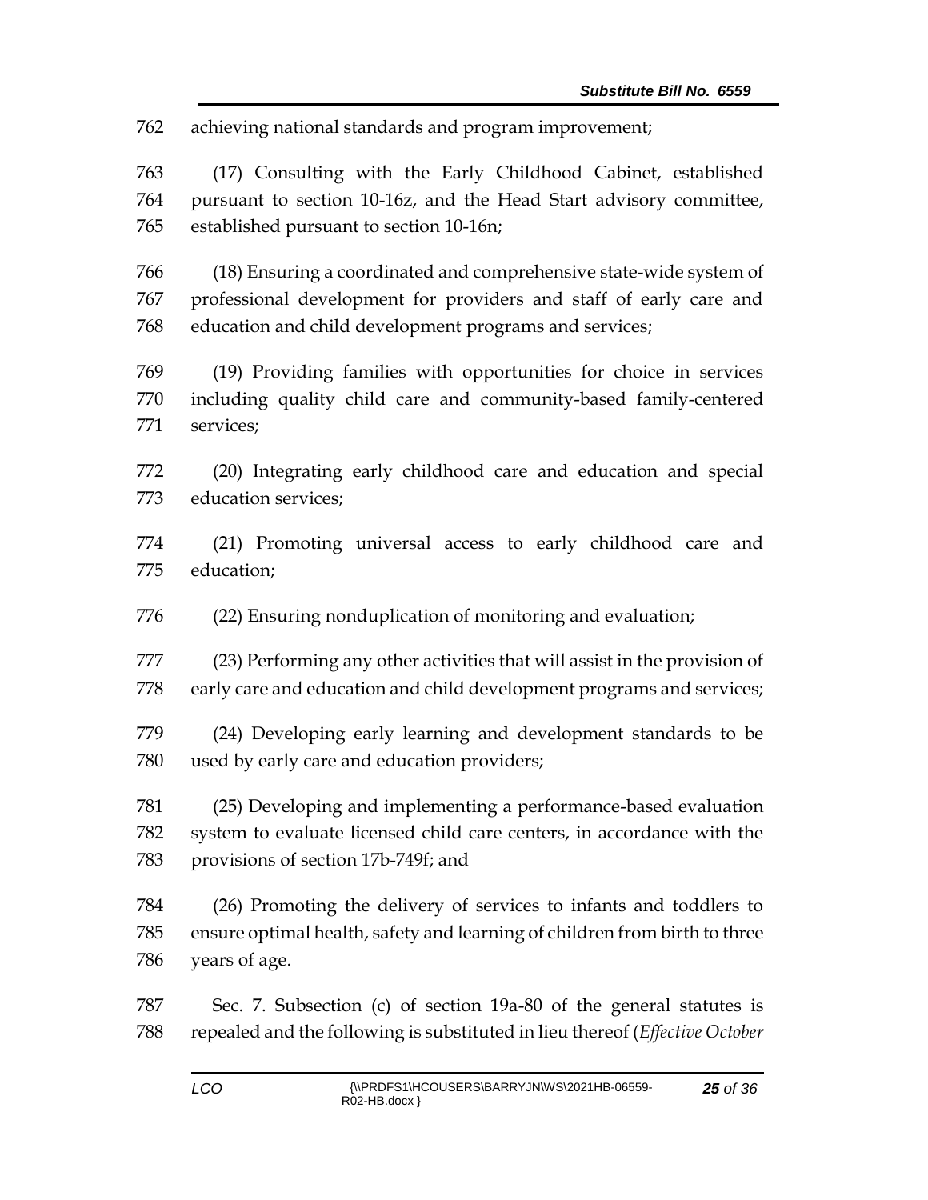762 achieving national standards and program improvement;

763 (17) Consulting with the Early Childhood Cabinet, established
764 pursuant to section 10-16z, and the Head Start advisory committee,
765 established pursuant to section 10-16n;

766 (18) Ensuring a coordinated and comprehensive state-wide system of
767 professional development for providers and staff of early care and
768 education and child development programs and services;

769 (19) Providing families with opportunities for choice in services
770 including quality child care and community-based family-centered
771 services;

772 (20) Integrating early childhood care and education and special
773 education services;

774 (21) Promoting universal access to early childhood care and
775 education;

776 (22) Ensuring nonduplication of monitoring and evaluation;

777 (23) Performing any other activities that will assist in the provision of
778 early care and education and child development programs and services;

779 (24) Developing early learning and development standards to be
780 used by early care and education providers;

781 (25) Developing and implementing a performance-based evaluation
782 system to evaluate licensed child care centers, in accordance with the
783 provisions of section 17b-749f; and

784 (26) Promoting the delivery of services to infants and toddlers to
785 ensure optimal health, safety and learning of children from birth to three
786 years of age.

787 Sec. 7. Subsection (c) of section 19a-80 of the general statutes is
788 repealed and the following is substituted in lieu thereof (*Effective October*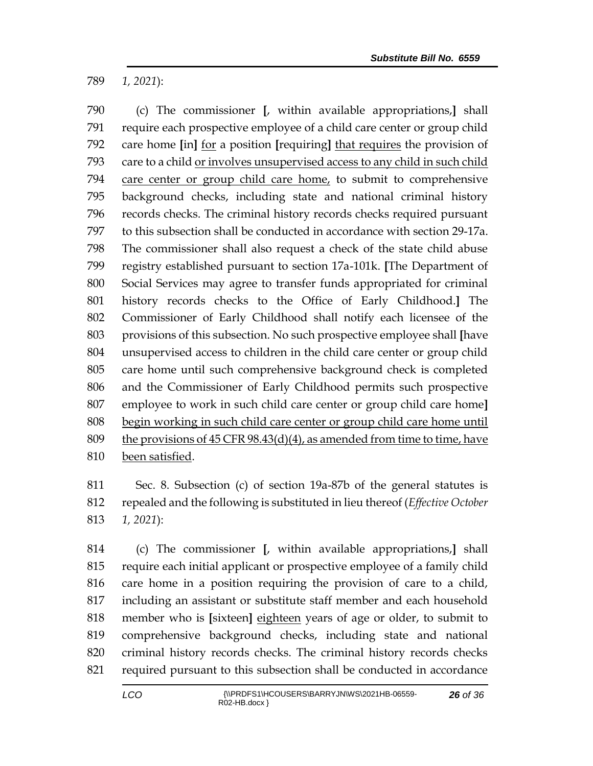789 *1, 2021*):

790 (c) The commissioner **[**, within available appropriations,**]** shall
791 require each prospective employee of a child care center or group child
792 care home **[**in**]** <u>for</u> a position **[**requiring**]** <u>that requires</u> the provision of
793 care to a child <u>or involves unsupervised access to any child in such child</u>
794 <u>care center or group child care home,</u> to submit to comprehensive
795 background checks, including state and national criminal history
796 records checks. The criminal history records checks required pursuant
797 to this subsection shall be conducted in accordance with section 29-17a.
798 The commissioner shall also request a check of the state child abuse
799 registry established pursuant to section 17a-101k. **[**The Department of
800 Social Services may agree to transfer funds appropriated for criminal
801 history records checks to the Office of Early Childhood.**]** The
802 Commissioner of Early Childhood shall notify each licensee of the
803 provisions of this subsection. No such prospective employee shall **[**have
804 unsupervised access to children in the child care center or group child
805 care home until such comprehensive background check is completed
806 and the Commissioner of Early Childhood permits such prospective
807 employee to work in such child care center or group child care home**]**
808 <u>begin working in such child care center or group child care home until</u>
809 <u>the provisions of 45 CFR 98.43(d)(4), as amended from time to time, have</u>
810 <u>been satisfied</u>.

811 Sec. 8. Subsection (c) of section 19a-87b of the general statutes is
812 repealed and the following is substituted in lieu thereof (*Effective October*
813 *1, 2021*):

814 (c) The commissioner **[**, within available appropriations,**]** shall
815 require each initial applicant or prospective employee of a family child
816 care home in a position requiring the provision of care to a child,
817 including an assistant or substitute staff member and each household
818 member who is **[**sixteen**]** <u>eighteen</u> years of age or older, to submit to
819 comprehensive background checks, including state and national
820 criminal history records checks. The criminal history records checks
821 required pursuant to this subsection shall be conducted in accordance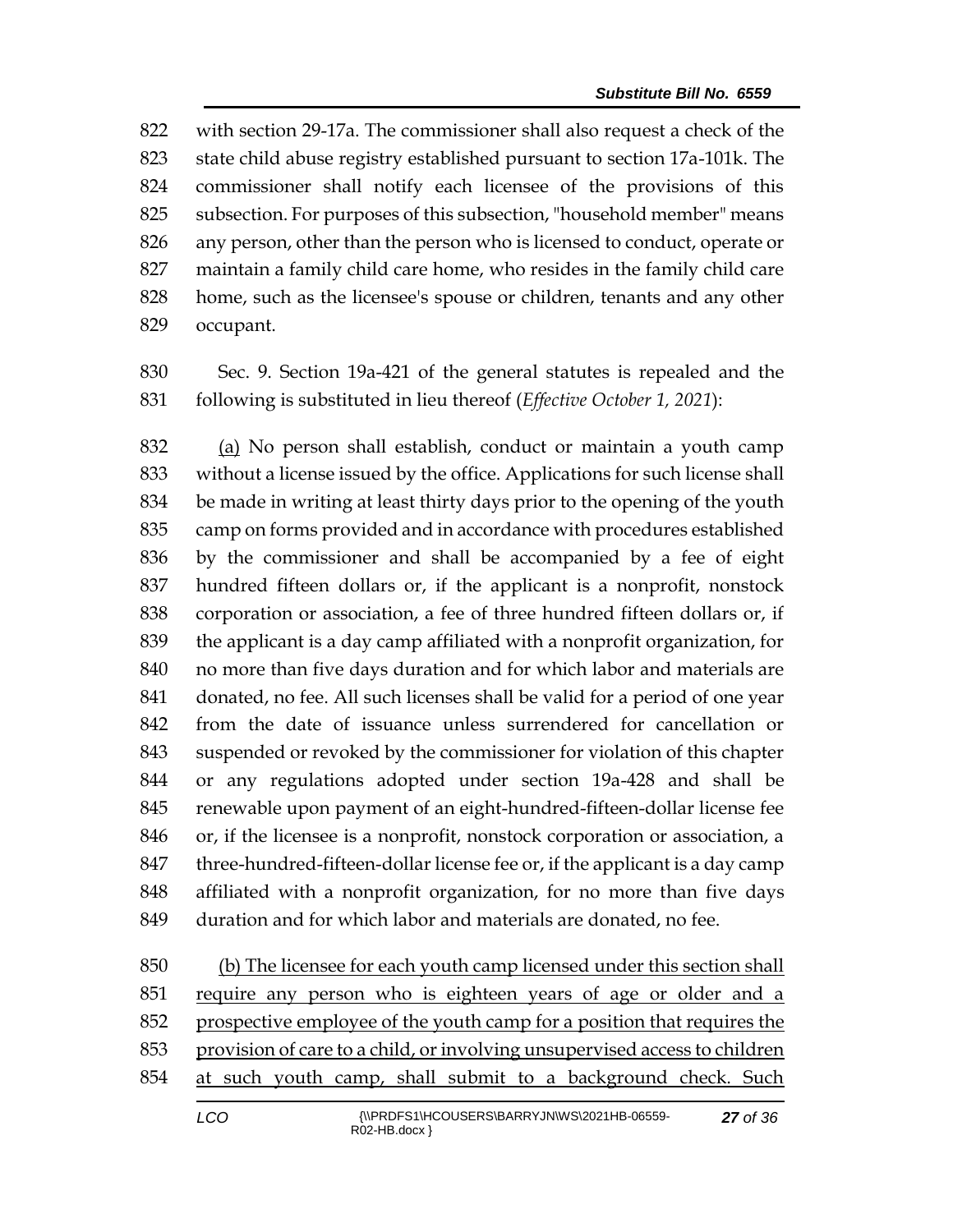with section 29-17a. The commissioner shall also request a check of the state child abuse registry established pursuant to section 17a-101k. The commissioner shall notify each licensee of the provisions of this subsection. For purposes of this subsection, "household member" means any person, other than the person who is licensed to conduct, operate or maintain a family child care home, who resides in the family child care home, such as the licensee's spouse or children, tenants and any other occupant.

Sec. 9. Section 19a-421 of the general statutes is repealed and the following is substituted in lieu thereof (*Effective October 1, 2021*):

<u>(a)</u> No person shall establish, conduct or maintain a youth camp without a license issued by the office. Applications for such license shall be made in writing at least thirty days prior to the opening of the youth camp on forms provided and in accordance with procedures established by the commissioner and shall be accompanied by a fee of eight hundred fifteen dollars or, if the applicant is a nonprofit, nonstock corporation or association, a fee of three hundred fifteen dollars or, if the applicant is a day camp affiliated with a nonprofit organization, for no more than five days duration and for which labor and materials are donated, no fee. All such licenses shall be valid for a period of one year from the date of issuance unless surrendered for cancellation or suspended or revoked by the commissioner for violation of this chapter or any regulations adopted under section 19a-428 and shall be renewable upon payment of an eight-hundred-fifteen-dollar license fee or, if the licensee is a nonprofit, nonstock corporation or association, a three-hundred-fifteen-dollar license fee or, if the applicant is a day camp affiliated with a nonprofit organization, for no more than five days duration and for which labor and materials are donated, no fee.

<u>(b) The licensee for each youth camp licensed under this section shall require any person who is eighteen years of age or older and a prospective employee of the youth camp for a position that requires the provision of care to a child, or involving unsupervised access to children at such youth camp, shall submit to a background check. Such</u>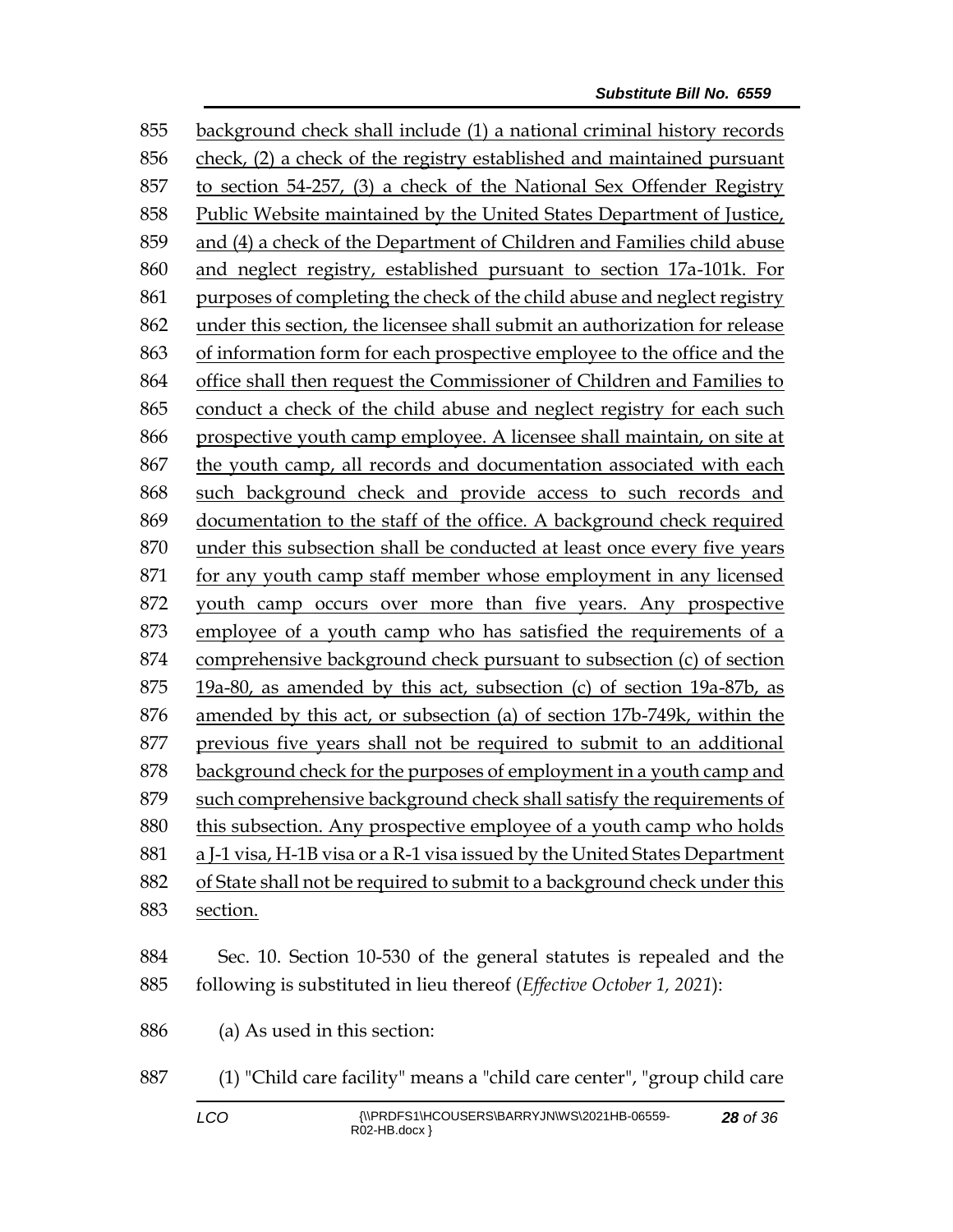855 background check shall include (1) a national criminal history records
856 check, (2) a check of the registry established and maintained pursuant
857 to section 54-257, (3) a check of the National Sex Offender Registry
858 Public Website maintained by the United States Department of Justice,
859 and (4) a check of the Department of Children and Families child abuse
860 and neglect registry, established pursuant to section 17a-101k. For
861 purposes of completing the check of the child abuse and neglect registry
862 under this section, the licensee shall submit an authorization for release
863 of information form for each prospective employee to the office and the
864 office shall then request the Commissioner of Children and Families to
865 conduct a check of the child abuse and neglect registry for each such
866 prospective youth camp employee. A licensee shall maintain, on site at
867 the youth camp, all records and documentation associated with each
868 such background check and provide access to such records and
869 documentation to the staff of the office. A background check required
870 under this subsection shall be conducted at least once every five years
871 for any youth camp staff member whose employment in any licensed
872 youth camp occurs over more than five years. Any prospective
873 employee of a youth camp who has satisfied the requirements of a
874 comprehensive background check pursuant to subsection (c) of section
875 19a-80, as amended by this act, subsection (c) of section 19a-87b, as
876 amended by this act, or subsection (a) of section 17b-749k, within the
877 previous five years shall not be required to submit to an additional
878 background check for the purposes of employment in a youth camp and
879 such comprehensive background check shall satisfy the requirements of
880 this subsection. Any prospective employee of a youth camp who holds
881 a J-1 visa, H-1B visa or a R-1 visa issued by the United States Department
882 of State shall not be required to submit to a background check under this
883 section.

884 Sec. 10. Section 10-530 of the general statutes is repealed and the
885 following is substituted in lieu thereof (*Effective October 1, 2021*):

886 (a) As used in this section:

887 (1) "Child care facility" means a "child care center", "group child care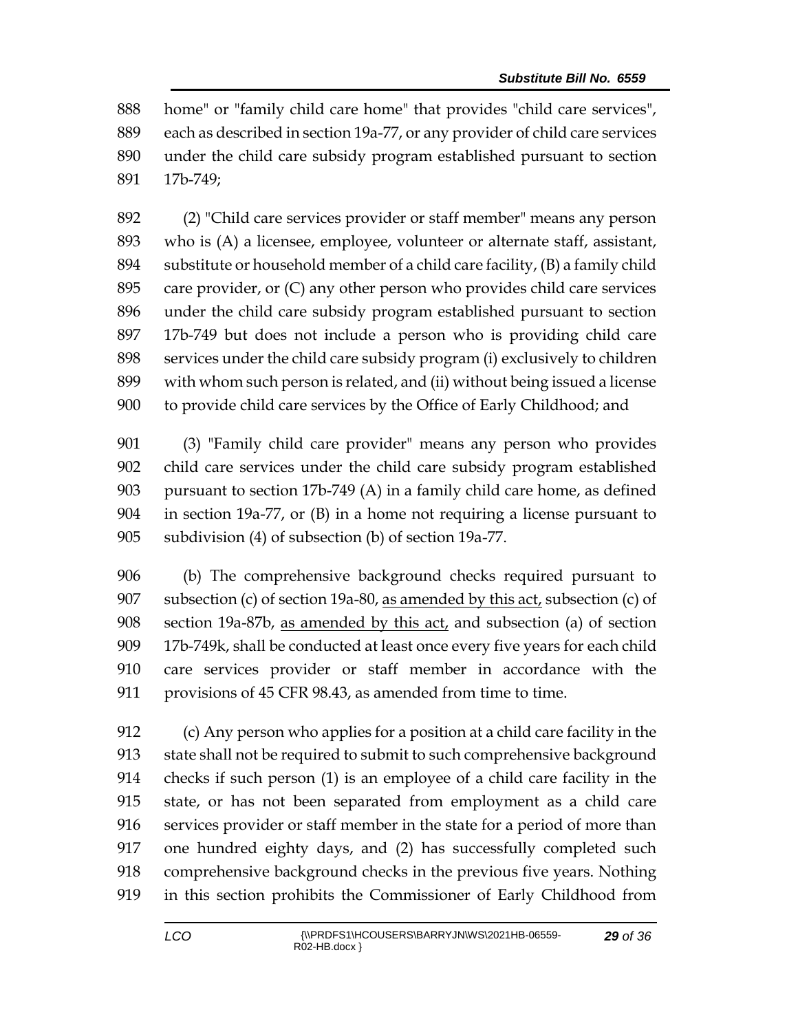888 home" or "family child care home" that provides "child care services", 889 each as described in section 19a-77, or any provider of child care services 890 under the child care subsidy program established pursuant to section 891 17b-749;

892 (2) "Child care services provider or staff member" means any person 893 who is (A) a licensee, employee, volunteer or alternate staff, assistant, 894 substitute or household member of a child care facility, (B) a family child 895 care provider, or (C) any other person who provides child care services 896 under the child care subsidy program established pursuant to section 897 17b-749 but does not include a person who is providing child care 898 services under the child care subsidy program (i) exclusively to children 899 with whom such person is related, and (ii) without being issued a license 900 to provide child care services by the Office of Early Childhood; and

901 (3) "Family child care provider" means any person who provides 902 child care services under the child care subsidy program established 903 pursuant to section 17b-749 (A) in a family child care home, as defined 904 in section 19a-77, or (B) in a home not requiring a license pursuant to 905 subdivision (4) of subsection (b) of section 19a-77.

906 (b) The comprehensive background checks required pursuant to 907 subsection (c) of section 19a-80, as amended by this act, subsection (c) of 908 section 19a-87b, as amended by this act, and subsection (a) of section 909 17b-749k, shall be conducted at least once every five years for each child 910 care services provider or staff member in accordance with the 911 provisions of 45 CFR 98.43, as amended from time to time.

912 (c) Any person who applies for a position at a child care facility in the 913 state shall not be required to submit to such comprehensive background 914 checks if such person (1) is an employee of a child care facility in the 915 state, or has not been separated from employment as a child care 916 services provider or staff member in the state for a period of more than 917 one hundred eighty days, and (2) has successfully completed such 918 comprehensive background checks in the previous five years. Nothing 919 in this section prohibits the Commissioner of Early Childhood from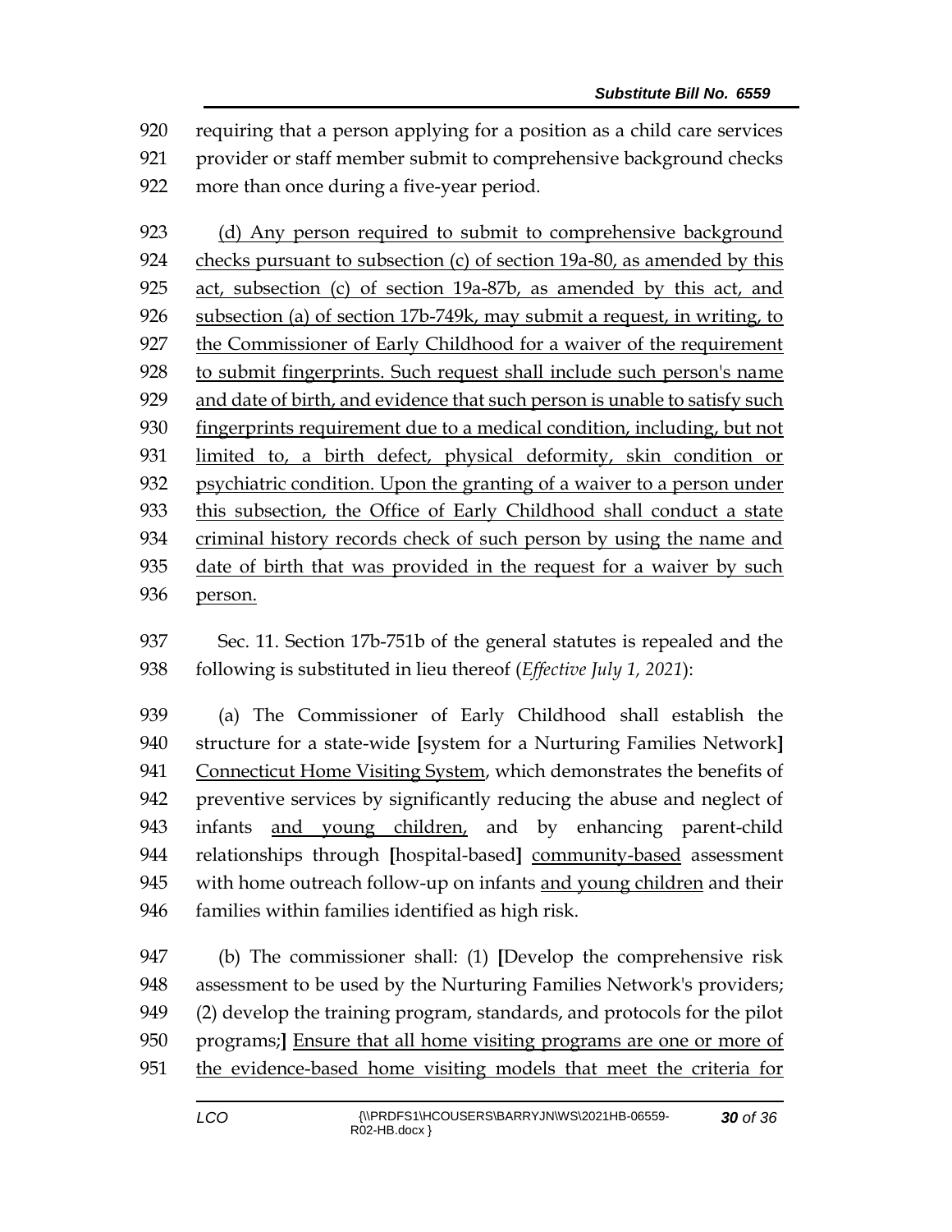requiring that a person applying for a position as a child care services provider or staff member submit to comprehensive background checks more than once during a five-year period.

<u>(d) Any person required to submit to comprehensive background checks pursuant to subsection (c) of section 19a-80, as amended by this act, subsection (c) of section 19a-87b, as amended by this act, and subsection (a) of section 17b-749k, may submit a request, in writing, to the Commissioner of Early Childhood for a waiver of the requirement to submit fingerprints. Such request shall include such person's name and date of birth, and evidence that such person is unable to satisfy such fingerprints requirement due to a medical condition, including, but not limited to, a birth defect, physical deformity, skin condition or psychiatric condition. Upon the granting of a waiver to a person under this subsection, the Office of Early Childhood shall conduct a state criminal history records check of such person by using the name and date of birth that was provided in the request for a waiver by such person.</u>

Sec. 11. Section 17b-751b of the general statutes is repealed and the following is substituted in lieu thereof (*Effective July 1, 2021*):

(a) The Commissioner of Early Childhood shall establish the structure for a state-wide **[**system for a Nurturing Families Network**]** <u>Connecticut Home Visiting System</u>, which demonstrates the benefits of preventive services by significantly reducing the abuse and neglect of infants <u>and young children,</u> and by enhancing parent-child relationships through **[**hospital-based**]** <u>community-based</u> assessment with home outreach follow-up on infants <u>and young children</u> and their families within families identified as high risk.

(b) The commissioner shall: (1) **[**Develop the comprehensive risk assessment to be used by the Nurturing Families Network's providers; (2) develop the training program, standards, and protocols for the pilot programs;**]** <u>Ensure that all home visiting programs are one or more of the evidence-based home visiting models that meet the criteria for</u>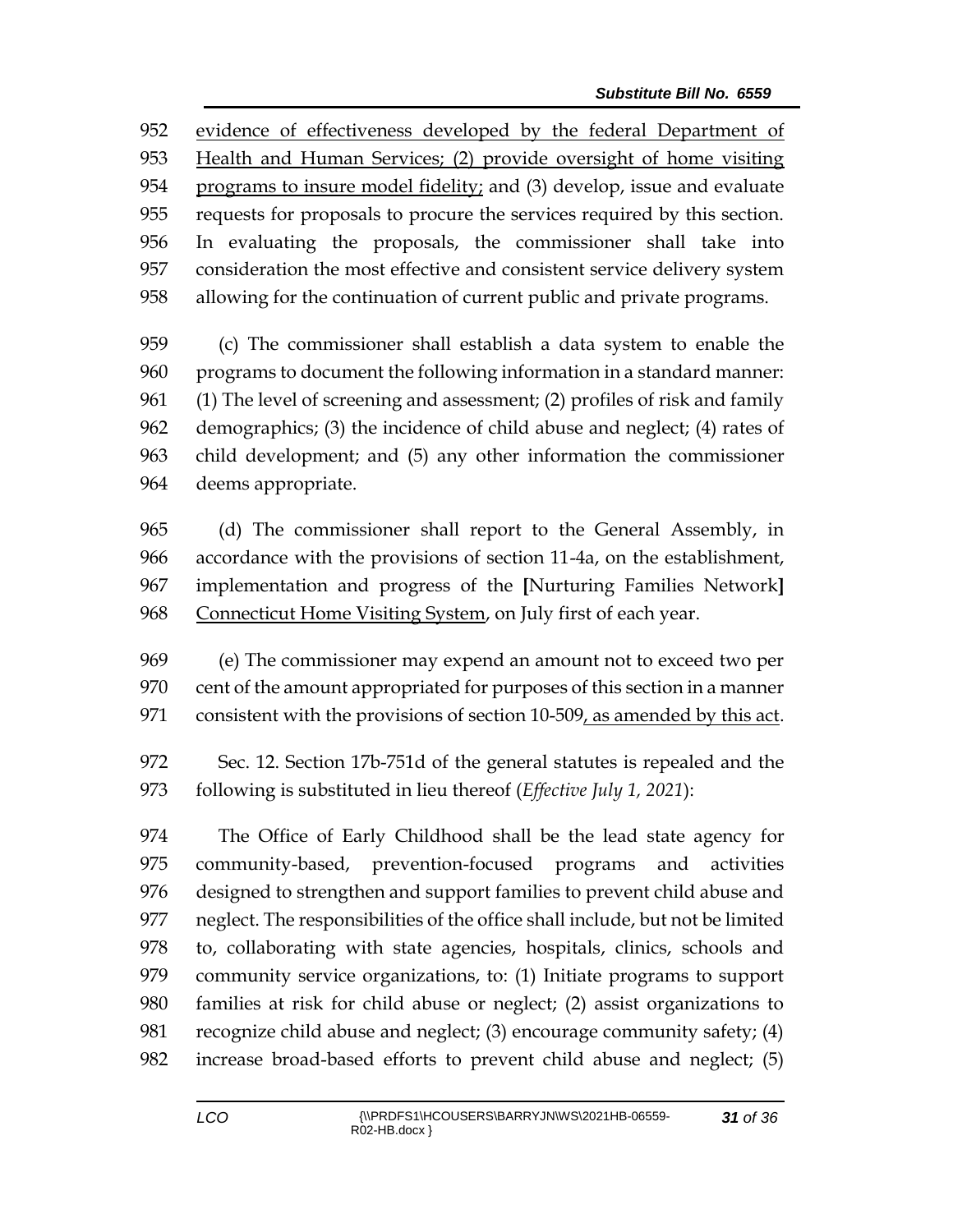952 evidence of effectiveness developed by the federal Department of
953 Health and Human Services; (2) provide oversight of home visiting
954 programs to insure model fidelity; and (3) develop, issue and evaluate
955 requests for proposals to procure the services required by this section.
956 In evaluating the proposals, the commissioner shall take into
957 consideration the most effective and consistent service delivery system
958 allowing for the continuation of current public and private programs.

959 (c) The commissioner shall establish a data system to enable the
960 programs to document the following information in a standard manner:
961 (1) The level of screening and assessment; (2) profiles of risk and family
962 demographics; (3) the incidence of child abuse and neglect; (4) rates of
963 child development; and (5) any other information the commissioner
964 deems appropriate.

965 (d) The commissioner shall report to the General Assembly, in
966 accordance with the provisions of section 11-4a, on the establishment,
967 implementation and progress of the **[**Nurturing Families Network**]**
968 Connecticut Home Visiting System, on July first of each year.

969 (e) The commissioner may expend an amount not to exceed two per
970 cent of the amount appropriated for purposes of this section in a manner
971 consistent with the provisions of section 10-509, as amended by this act.

972 Sec. 12. Section 17b-751d of the general statutes is repealed and the
973 following is substituted in lieu thereof (*Effective July 1, 2021*):

974 The Office of Early Childhood shall be the lead state agency for
975 community-based, prevention-focused programs and activities
976 designed to strengthen and support families to prevent child abuse and
977 neglect. The responsibilities of the office shall include, but not be limited
978 to, collaborating with state agencies, hospitals, clinics, schools and
979 community service organizations, to: (1) Initiate programs to support
980 families at risk for child abuse or neglect; (2) assist organizations to
981 recognize child abuse and neglect; (3) encourage community safety; (4)
982 increase broad-based efforts to prevent child abuse and neglect; (5)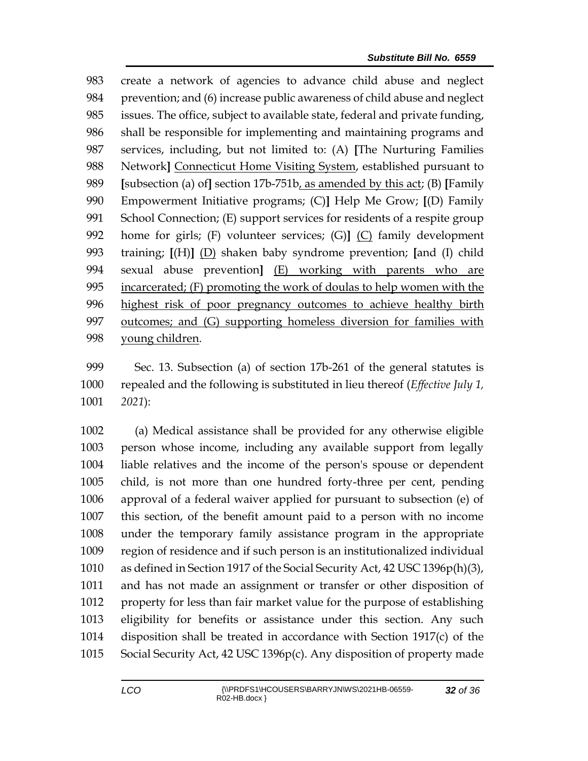create a network of agencies to advance child abuse and neglect prevention; and (6) increase public awareness of child abuse and neglect issues. The office, subject to available state, federal and private funding, shall be responsible for implementing and maintaining programs and services, including, but not limited to: (A) [The Nurturing Families Network] Connecticut Home Visiting System, established pursuant to [subsection (a) of] section 17b-751b, as amended by this act; (B) [Family Empowerment Initiative programs; (C)] Help Me Grow; [(D) Family School Connection; (E) support services for residents of a respite group home for girls; (F) volunteer services; (G)] (C) family development training; [(H)] (D) shaken baby syndrome prevention; [and (I) child sexual abuse prevention] (E) working with parents who are incarcerated; (F) promoting the work of doulas to help women with the highest risk of poor pregnancy outcomes to achieve healthy birth outcomes; and (G) supporting homeless diversion for families with young children.

Sec. 13. Subsection (a) of section 17b-261 of the general statutes is repealed and the following is substituted in lieu thereof (*Effective July 1, 2021*):

(a) Medical assistance shall be provided for any otherwise eligible person whose income, including any available support from legally liable relatives and the income of the person's spouse or dependent child, is not more than one hundred forty-three per cent, pending approval of a federal waiver applied for pursuant to subsection (e) of this section, of the benefit amount paid to a person with no income under the temporary family assistance program in the appropriate region of residence and if such person is an institutionalized individual as defined in Section 1917 of the Social Security Act, 42 USC 1396p(h)(3), and has not made an assignment or transfer or other disposition of property for less than fair market value for the purpose of establishing eligibility for benefits or assistance under this section. Any such disposition shall be treated in accordance with Section 1917(c) of the Social Security Act, 42 USC 1396p(c). Any disposition of property made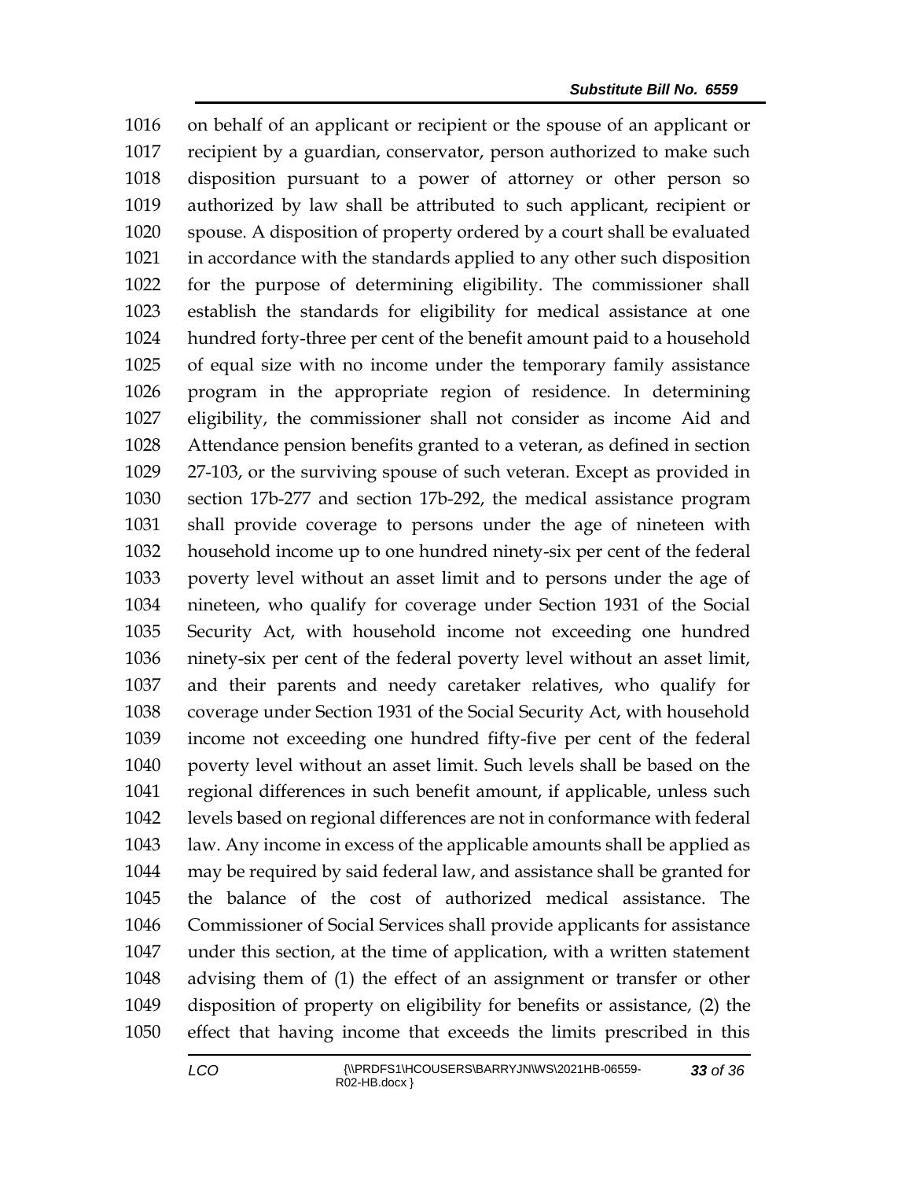on behalf of an applicant or recipient or the spouse of an applicant or recipient by a guardian, conservator, person authorized to make such disposition pursuant to a power of attorney or other person so authorized by law shall be attributed to such applicant, recipient or spouse. A disposition of property ordered by a court shall be evaluated in accordance with the standards applied to any other such disposition for the purpose of determining eligibility. The commissioner shall establish the standards for eligibility for medical assistance at one hundred forty-three per cent of the benefit amount paid to a household of equal size with no income under the temporary family assistance program in the appropriate region of residence. In determining eligibility, the commissioner shall not consider as income Aid and Attendance pension benefits granted to a veteran, as defined in section 27-103, or the surviving spouse of such veteran. Except as provided in section 17b-277 and section 17b-292, the medical assistance program shall provide coverage to persons under the age of nineteen with household income up to one hundred ninety-six per cent of the federal poverty level without an asset limit and to persons under the age of nineteen, who qualify for coverage under Section 1931 of the Social Security Act, with household income not exceeding one hundred ninety-six per cent of the federal poverty level without an asset limit, and their parents and needy caretaker relatives, who qualify for coverage under Section 1931 of the Social Security Act, with household income not exceeding one hundred fifty-five per cent of the federal poverty level without an asset limit. Such levels shall be based on the regional differences in such benefit amount, if applicable, unless such levels based on regional differences are not in conformance with federal law. Any income in excess of the applicable amounts shall be applied as may be required by said federal law, and assistance shall be granted for the balance of the cost of authorized medical assistance. The Commissioner of Social Services shall provide applicants for assistance under this section, at the time of application, with a written statement advising them of (1) the effect of an assignment or transfer or other disposition of property on eligibility for benefits or assistance, (2) the effect that having income that exceeds the limits prescribed in this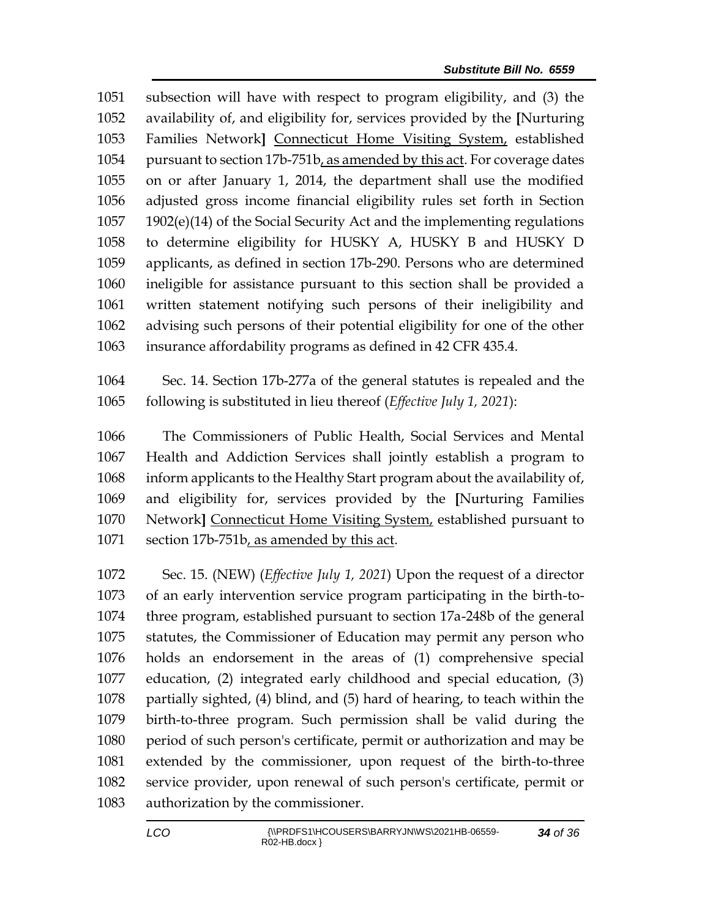1051 subsection will have with respect to program eligibility, and (3) the
1052 availability of, and eligibility for, services provided by the [Nurturing
1053 Families Network] Connecticut Home Visiting System, established
1054 pursuant to section 17b-751b, as amended by this act. For coverage dates
1055 on or after January 1, 2014, the department shall use the modified
1056 adjusted gross income financial eligibility rules set forth in Section
1057 1902(e)(14) of the Social Security Act and the implementing regulations
1058 to determine eligibility for HUSKY A, HUSKY B and HUSKY D
1059 applicants, as defined in section 17b-290. Persons who are determined
1060 ineligible for assistance pursuant to this section shall be provided a
1061 written statement notifying such persons of their ineligibility and
1062 advising such persons of their potential eligibility for one of the other
1063 insurance affordability programs as defined in 42 CFR 435.4.

1064 Sec. 14. Section 17b-277a of the general statutes is repealed and the
1065 following is substituted in lieu thereof (*Effective July 1, 2021*):

1066 The Commissioners of Public Health, Social Services and Mental
1067 Health and Addiction Services shall jointly establish a program to
1068 inform applicants to the Healthy Start program about the availability of,
1069 and eligibility for, services provided by the [Nurturing Families
1070 Network] Connecticut Home Visiting System, established pursuant to
1071 section 17b-751b, as amended by this act.

1072 Sec. 15. (NEW) (*Effective July 1, 2021*) Upon the request of a director
1073 of an early intervention service program participating in the birth-to-
1074 three program, established pursuant to section 17a-248b of the general
1075 statutes, the Commissioner of Education may permit any person who
1076 holds an endorsement in the areas of (1) comprehensive special
1077 education, (2) integrated early childhood and special education, (3)
1078 partially sighted, (4) blind, and (5) hard of hearing, to teach within the
1079 birth-to-three program. Such permission shall be valid during the
1080 period of such person's certificate, permit or authorization and may be
1081 extended by the commissioner, upon request of the birth-to-three
1082 service provider, upon renewal of such person's certificate, permit or
1083 authorization by the commissioner.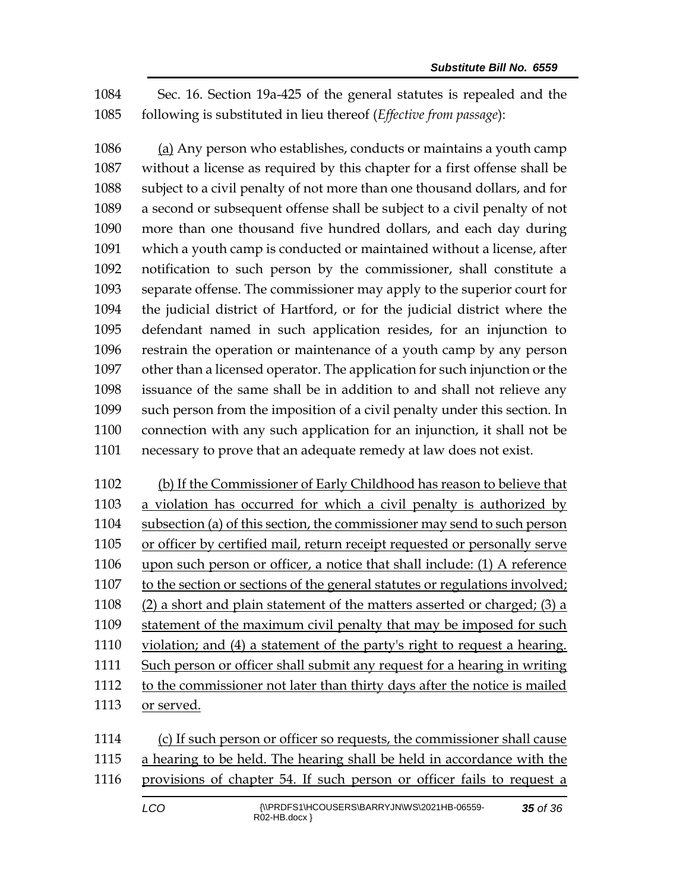Sec. 16. Section 19a-425 of the general statutes is repealed and the following is substituted in lieu thereof (*Effective from passage*):

<u>(a)</u> Any person who establishes, conducts or maintains a youth camp without a license as required by this chapter for a first offense shall be subject to a civil penalty of not more than one thousand dollars, and for a second or subsequent offense shall be subject to a civil penalty of not more than one thousand five hundred dollars, and each day during which a youth camp is conducted or maintained without a license, after notification to such person by the commissioner, shall constitute a separate offense. The commissioner may apply to the superior court for the judicial district of Hartford, or for the judicial district where the defendant named in such application resides, for an injunction to restrain the operation or maintenance of a youth camp by any person other than a licensed operator. The application for such injunction or the issuance of the same shall be in addition to and shall not relieve any such person from the imposition of a civil penalty under this section. In connection with any such application for an injunction, it shall not be necessary to prove that an adequate remedy at law does not exist.

<u>(b) If the Commissioner of Early Childhood has reason to believe that a violation has occurred for which a civil penalty is authorized by subsection (a) of this section, the commissioner may send to such person or officer by certified mail, return receipt requested or personally serve upon such person or officer, a notice that shall include: (1) A reference to the section or sections of the general statutes or regulations involved; (2) a short and plain statement of the matters asserted or charged; (3) a statement of the maximum civil penalty that may be imposed for such violation; and (4) a statement of the party's right to request a hearing. Such person or officer shall submit any request for a hearing in writing to the commissioner not later than thirty days after the notice is mailed or served.</u>

<u>(c) If such person or officer so requests, the commissioner shall cause a hearing to be held. The hearing shall be held in accordance with the provisions of chapter 54. If such person or officer fails to request a</u>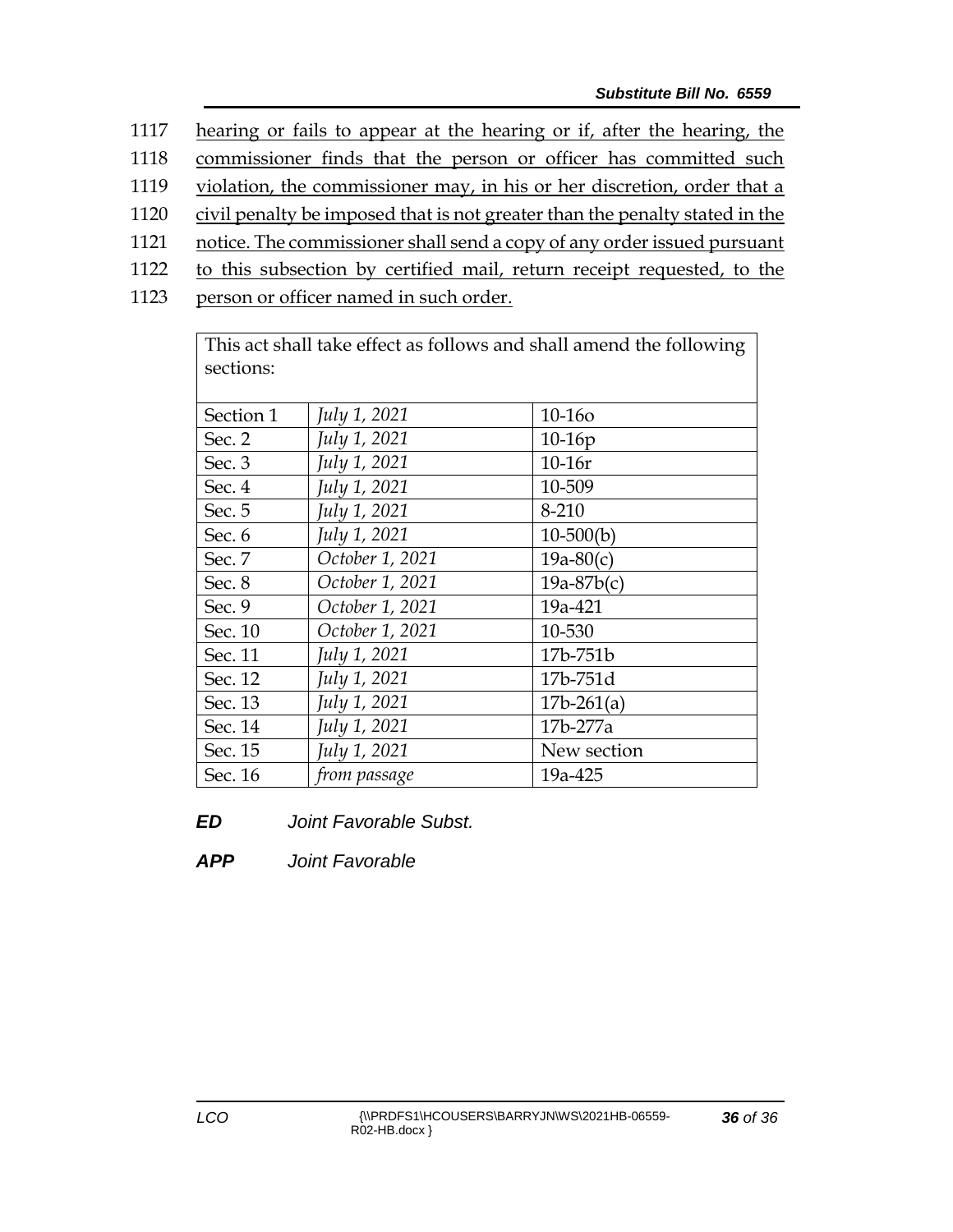1117 hearing or fails to appear at the hearing or if, after the hearing, the
1118 commissioner finds that the person or officer has committed such
1119 violation, the commissioner may, in his or her discretion, order that a
1120 civil penalty be imposed that is not greater than the penalty stated in the
1121 notice. The commissioner shall send a copy of any order issued pursuant
1122 to this subsection by certified mail, return receipt requested, to the
1123 person or officer named in such order.

| This act shall take effect as follows and shall amend the following sections: | | |
|---|---|---|
| Section 1 | *July 1, 2021* | 10-16o |
| Sec. 2 | *July 1, 2021* | 10-16p |
| Sec. 3 | *July 1, 2021* | 10-16r |
| Sec. 4 | *July 1, 2021* | 10-509 |
| Sec. 5 | *July 1, 2021* | 8-210 |
| Sec. 6 | *July 1, 2021* | 10-500(b) |
| Sec. 7 | *October 1, 2021* | 19a-80(c) |
| Sec. 8 | *October 1, 2021* | 19a-87b(c) |
| Sec. 9 | *October 1, 2021* | 19a-421 |
| Sec. 10 | *October 1, 2021* | 10-530 |
| Sec. 11 | *July 1, 2021* | 17b-751b |
| Sec. 12 | *July 1, 2021* | 17b-751d |
| Sec. 13 | *July 1, 2021* | 17b-261(a) |
| Sec. 14 | *July 1, 2021* | 17b-277a |
| Sec. 15 | *July 1, 2021* | New section |
| Sec. 16 | *from passage* | 19a-425 |

***ED*** *Joint Favorable Subst.*

***APP*** *Joint Favorable*